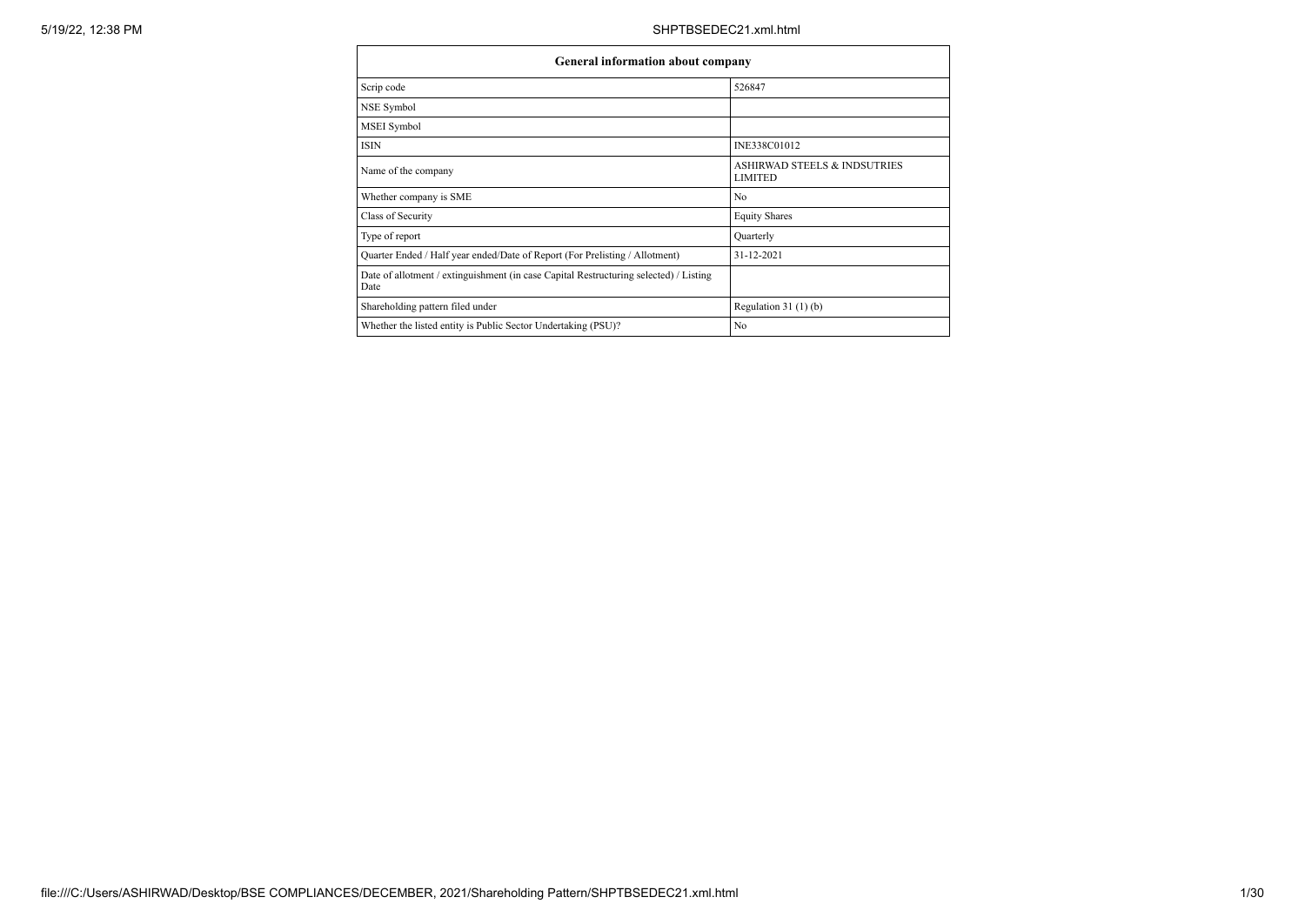| General information about company | |
|---|---|
| Scrip code | 526847 |
| NSE Symbol | |
| MSEI Symbol | |
| ISIN | INE338C01012 |
| Name of the company | ASHIRWAD STEELS & INDSUTRIES LIMITED |
| Whether company is SME | No |
| Class of Security | Equity Shares |
| Type of report | Quarterly |
| Quarter Ended / Half year ended/Date of Report (For Prelisting / Allotment) | 31-12-2021 |
| Date of allotment / extinguishment (in case Capital Restructuring selected) / Listing Date | |
| Shareholding pattern filed under | Regulation 31 (1) (b) |
| Whether the listed entity is Public Sector Undertaking (PSU)? | No |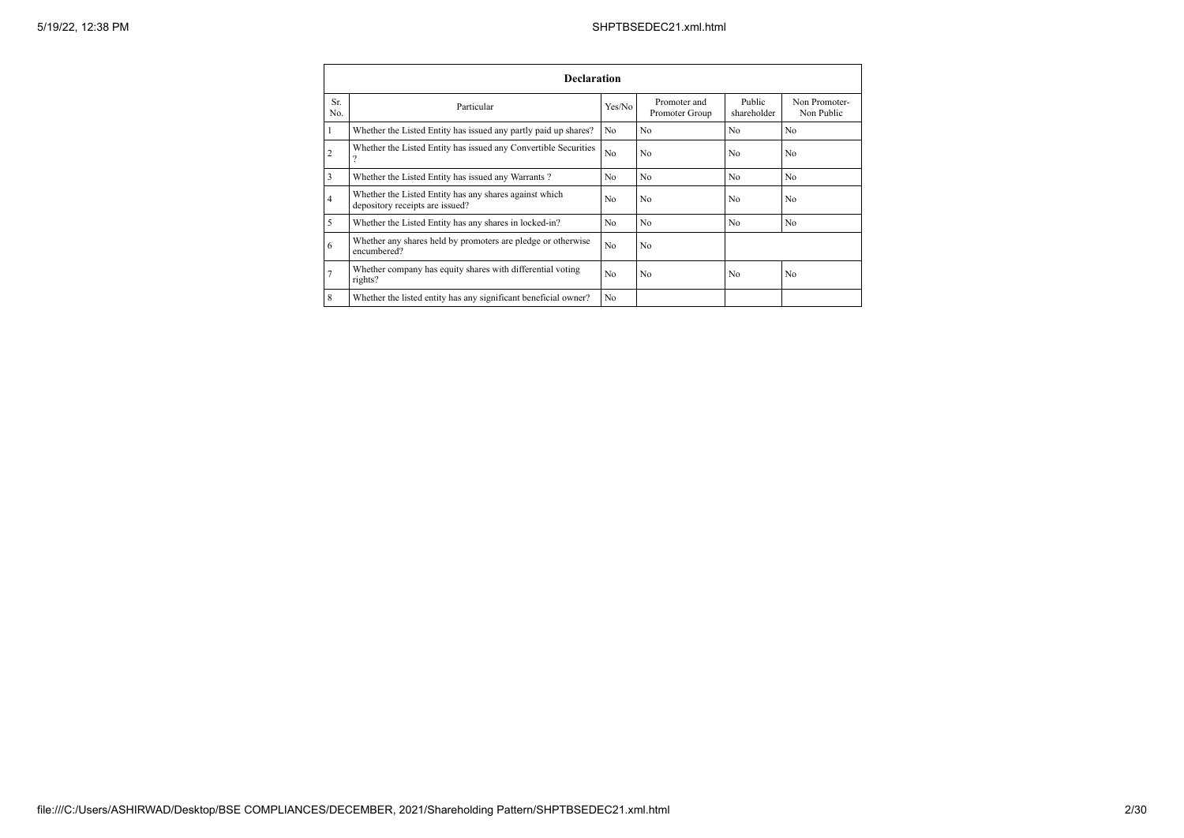| Declaration | | | | | |
|---|---|---|---|---|---|
| Sr. No. | Particular | Yes/No | Promoter and Promoter Group | Public shareholder | Non Promoter- Non Public |
| 1 | Whether the Listed Entity has issued any partly paid up shares? | No | No | No | No |
| 2 | Whether the Listed Entity has issued any Convertible Securities ? | No | No | No | No |
| 3 | Whether the Listed Entity has issued any Warrants ? | No | No | No | No |
| 4 | Whether the Listed Entity has any shares against which depository receipts are issued? | No | No | No | No |
| 5 | Whether the Listed Entity has any shares in locked-in? | No | No | No | No |
| 6 | Whether any shares held by promoters are pledge or otherwise encumbered? | No | No | | |
| 7 | Whether company has equity shares with differential voting rights? | No | No | No | No |
| 8 | Whether the listed entity has any significant beneficial owner? | No | | | |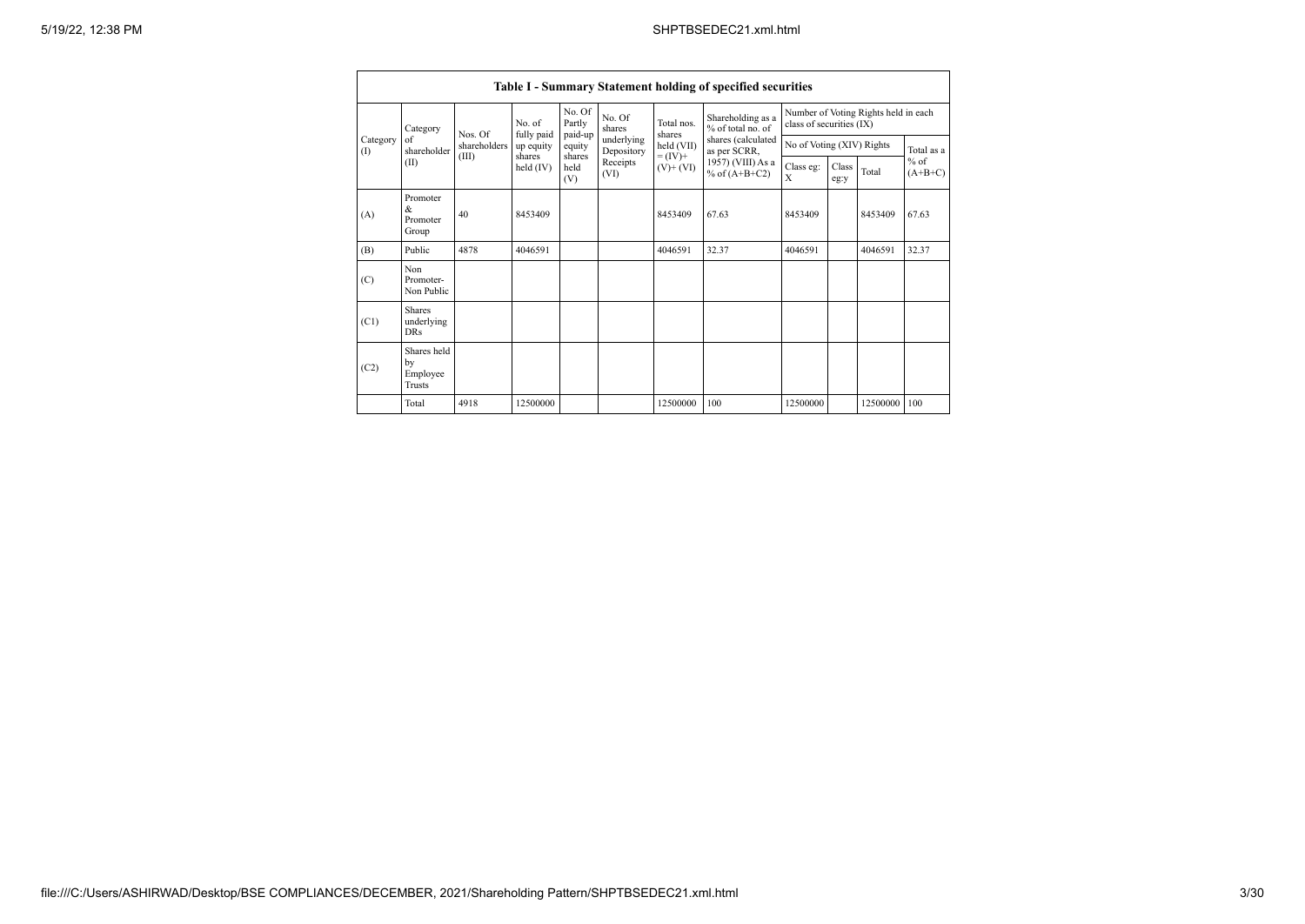| Table I - Summary Statement holding of specified securities | | | | | | | | | | | | |
|---|---|---|---|---|---|---|---|---|---|---|---|---|
| Category (I) | Category of shareholder (II) | Nos. Of shareholders (III) | No. of fully paid up equity shares held (IV) | No. Of Partly paid-up equity shares held (V) | No. Of shares underlying Depository Receipts (VI) | Total nos. shares held (VII) = (IV)+ (V)+ (VI) | Shareholding as a % of total no. of shares (calculated as per SCRR, 1957) (VIII) As a % of (A+B+C2) | Number of Voting Rights held in each class of securities (IX) | | | |
| | | | | | | | | No of Voting (XIV) Rights | | | Total as a % of (A+B+C) |
| | | | | | | | | Class eg: X | Class eg:y | Total | |
| (A) | Promoter & Promoter Group | 40 | 8453409 | | | 8453409 | 67.63 | 8453409 | | 8453409 | 67.63 |
| (B) | Public | 4878 | 4046591 | | | 4046591 | 32.37 | 4046591 | | 4046591 | 32.37 |
| (C) | Non Promoter- Non Public | | | | | | | | | | |
| (C1) | Shares underlying DRs | | | | | | | | | | |
| (C2) | Shares held by Employee Trusts | | | | | | | | | | |
| | Total | 4918 | 12500000 | | | 12500000 | 100 | 12500000 | | 12500000 | 100 |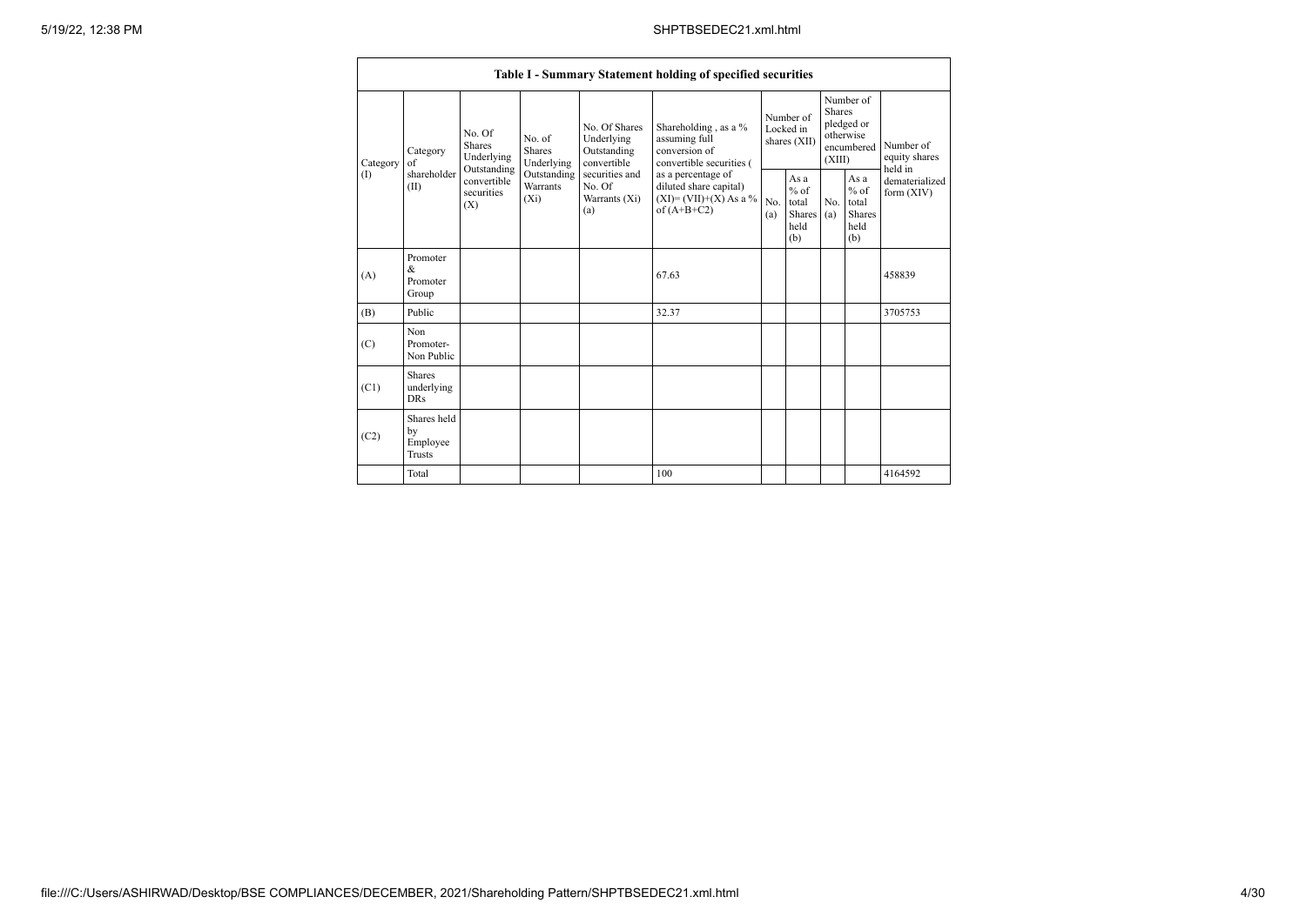| Table I - Summary Statement holding of specified securities | | | | | | | | | | | |
|---|---|---|---|---|---|---|---|---|---|---|---|
| Category (I) | Category of shareholder (II) | No. Of Shares Underlying Outstanding convertible securities (X) | No. of Shares Underlying Outstanding Warrants (Xi) | No. Of Shares Underlying Outstanding convertible securities and No. Of Warrants (Xi) (a) | Shareholding , as a % assuming full conversion of convertible securities ( as a percentage of diluted share capital) (XI)= (VII)+(X) As a % of (A+B+C2) | Number of Locked in shares (XII) | | Number of Shares pledged or otherwise encumbered (XIII) | | Number of equity shares held in dematerialized form (XIV) |
| | | | | | | No. (a) | As a % of total Shares held (b) | No. (a) | As a % of total Shares held (b) | |
| (A) | Promoter & Promoter Group | | | | 67.63 | | | | | 458839 |
| (B) | Public | | | | 32.37 | | | | | 3705753 |
| (C) | Non Promoter- Non Public | | | | | | | | | |
| (C1) | Shares underlying DRs | | | | | | | | | |
| (C2) | Shares held by Employee Trusts | | | | | | | | | |
| | Total | | | | 100 | | | | | 4164592 |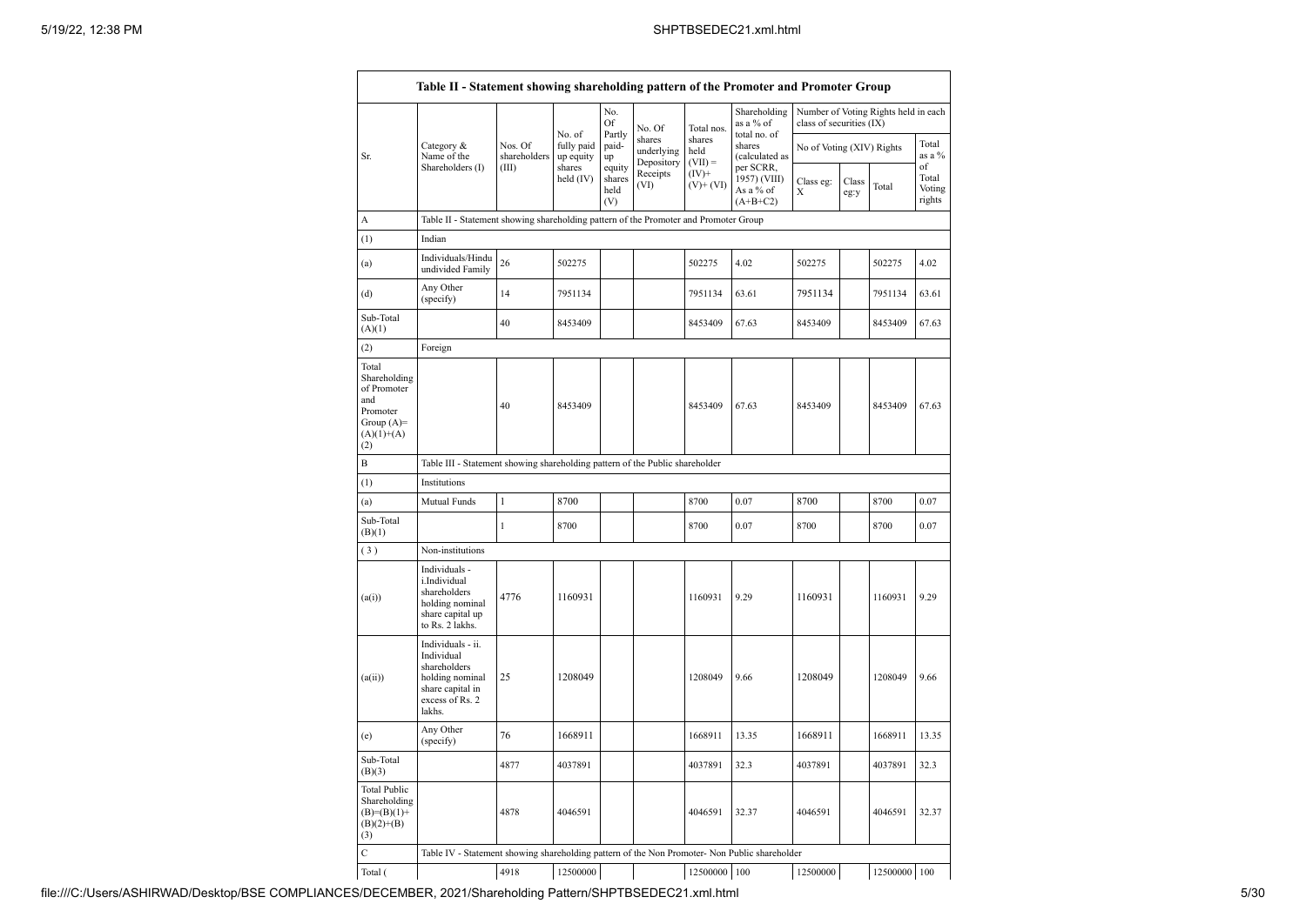| Table II - Statement showing shareholding pattern of the Promoter and Promoter Group | | | | | | | | | | | | |
|---|---|---|---|---|---|---|---|---|---|---|---|---|
| Sr. | Category & Name of the Shareholders (I) | Nos. Of shareholders (III) | No. of fully paid up equity shares held (IV) | No. Of Partly paid-up equity shares held (V) | No. Of shares underlying Depository Receipts (VI) | Total nos. shares held (VII) = (IV)+ (V)+ (VI) | Shareholding as a % of total no. of shares (calculated as per SCRR, 1957) (VIII) As a % of (A+B+C2) | Number of Voting Rights held in each class of securities (IX) | | | |
| | | | | | | | | No of Voting (XIV) Rights | | | Total as a % of Total Voting rights |
| | | | | | | | | Class eg: X | Class eg:y | Total | |
| A | Table II - Statement showing shareholding pattern of the Promoter and Promoter Group | | | | | | | | | | |
| (1) | Indian | | | | | | | | | | |
| (a) | Individuals/Hindu undivided Family | 26 | 502275 | | | 502275 | 4.02 | 502275 | | 502275 | 4.02 |
| (d) | Any Other (specify) | 14 | 7951134 | | | 7951134 | 63.61 | 7951134 | | 7951134 | 63.61 |
| Sub-Total (A)(1) | | 40 | 8453409 | | | 8453409 | 67.63 | 8453409 | | 8453409 | 67.63 |
| (2) | Foreign | | | | | | | | | | |
| Total Shareholding of Promoter and Promoter Group (A)= (A)(1)+(A)(2) | | 40 | 8453409 | | | 8453409 | 67.63 | 8453409 | | 8453409 | 67.63 |
| B | Table III - Statement showing shareholding pattern of the Public shareholder | | | | | | | | | | |
| (1) | Institutions | | | | | | | | | | |
| (a) | Mutual Funds | 1 | 8700 | | | 8700 | 0.07 | 8700 | | 8700 | 0.07 |
| Sub-Total (B)(1) | | 1 | 8700 | | | 8700 | 0.07 | 8700 | | 8700 | 0.07 |
| (3) | Non-institutions | | | | | | | | | | |
| (a(i)) | Individuals - i.Individual shareholders holding nominal share capital up to Rs. 2 lakhs. | 4776 | 1160931 | | | 1160931 | 9.29 | 1160931 | | 1160931 | 9.29 |
| (a(ii)) | Individuals - ii. Individual shareholders holding nominal share capital in excess of Rs. 2 lakhs. | 25 | 1208049 | | | 1208049 | 9.66 | 1208049 | | 1208049 | 9.66 |
| (e) | Any Other (specify) | 76 | 1668911 | | | 1668911 | 13.35 | 1668911 | | 1668911 | 13.35 |
| Sub-Total (B)(3) | | 4877 | 4037891 | | | 4037891 | 32.3 | 4037891 | | 4037891 | 32.3 |
| Total Public Shareholding (B)=(B)(1)+(B)(2)+(B)(3) | | 4878 | 4046591 | | | 4046591 | 32.37 | 4046591 | | 4046591 | 32.37 |
| C | Table IV - Statement showing shareholding pattern of the Non Promoter- Non Public shareholder | | | | | | | | | | |
| Total ( | | 4918 | 12500000 | | | 12500000 | 100 | 12500000 | | 12500000 | 100 |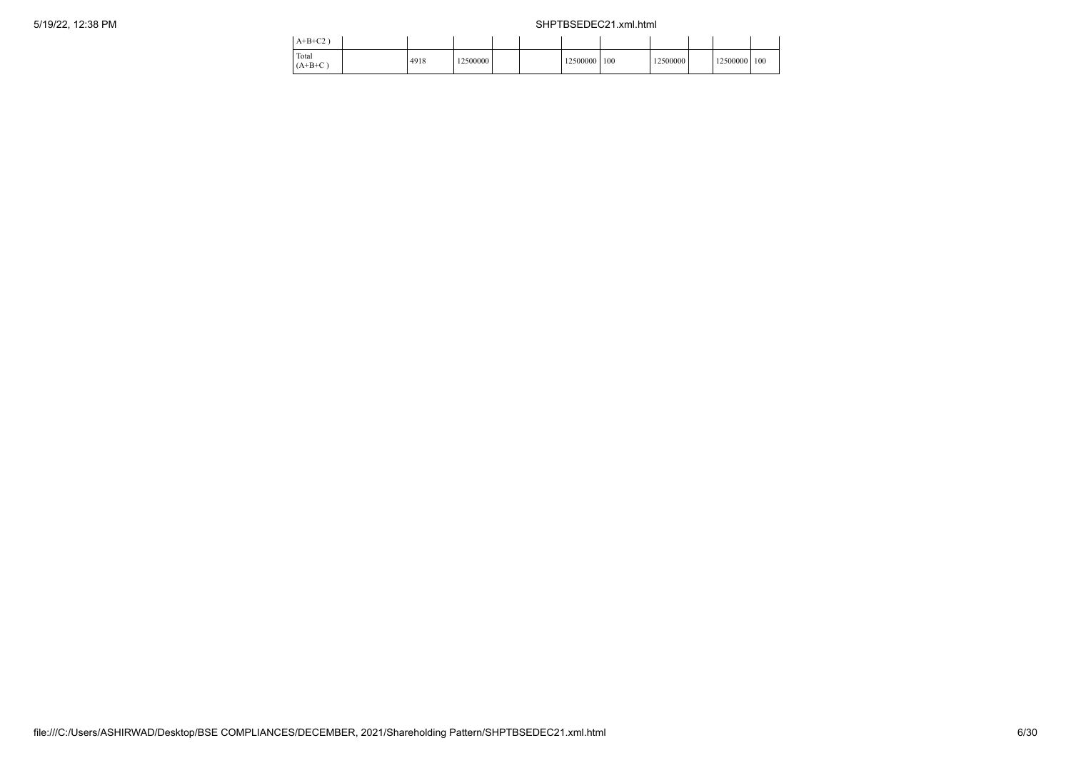| | | | | | | | | | | | |
|---|---|---|---|---|---|---|---|---|---|---|---|
| A+B+C2 ) | | | | | | | | | | | |
| Total (A+B+C ) | | 4918 | 12500000 | | | 12500000 | 100 | 12500000 | | 12500000 | 100 |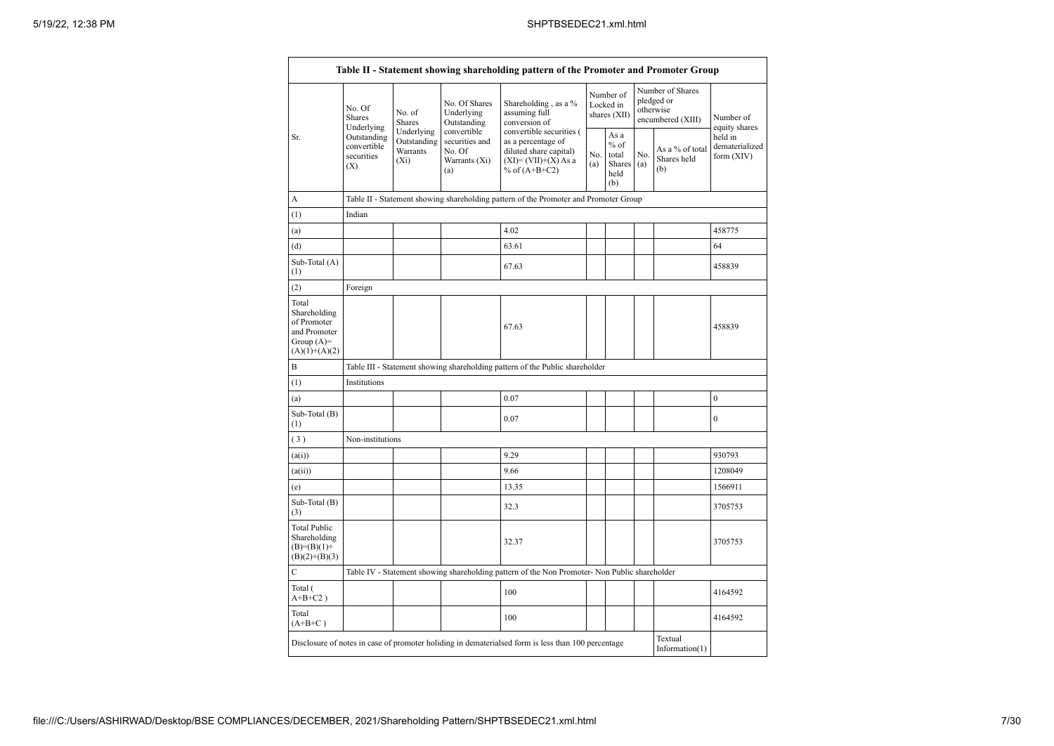| Table II - Statement showing shareholding pattern of the Promoter and Promoter Group | | | | | | | | | |
|---|---|---|---|---|---|---|---|---|---|
| Sr. | No. Of Shares Underlying Outstanding convertible securities (X) | No. of Shares Underlying Outstanding Warrants (Xi) | No. Of Shares Underlying Outstanding convertible securities and No. Of Warrants (Xi) (a) | Shareholding , as a % assuming full conversion of convertible securities ( as a percentage of diluted share capital) (XI)= (VII)+(X) As a % of (A+B+C2) | Number of Locked in shares (XII) | | Number of Shares pledged or otherwise encumbered (XIII) | | Number of equity shares held in dematerialized form (XIV) |
| | | | | | No. (a) | As a % of total Shares held (b) | No. (a) | As a % of total Shares held (b) | |
| A | Table II - Statement showing shareholding pattern of the Promoter and Promoter Group | | | | | | | | |
| (1) | Indian | | | | | | | | |
| (a) | | | | 4.02 | | | | | 458775 |
| (d) | | | | 63.61 | | | | | 64 |
| Sub-Total (A) (1) | | | | 67.63 | | | | | 458839 |
| (2) | Foreign | | | | | | | | |
| Total Shareholding of Promoter and Promoter Group (A)= (A)(1)+(A)(2) | | | | 67.63 | | | | | 458839 |
| B | Table III - Statement showing shareholding pattern of the Public shareholder | | | | | | | | |
| (1) | Institutions | | | | | | | | |
| (a) | | | | 0.07 | | | | | 0 |
| Sub-Total (B) (1) | | | | 0.07 | | | | | 0 |
| ( 3 ) | Non-institutions | | | | | | | | |
| (a(i)) | | | | 9.29 | | | | | 930793 |
| (a(ii)) | | | | 9.66 | | | | | 1208049 |
| (e) | | | | 13.35 | | | | | 1566911 |
| Sub-Total (B) (3) | | | | 32.3 | | | | | 3705753 |
| Total Public Shareholding (B)=(B)(1)+ (B)(2)+(B)(3) | | | | 32.37 | | | | | 3705753 |
| C | Table IV - Statement showing shareholding pattern of the Non Promoter- Non Public shareholder | | | | | | | | |
| Total ( A+B+C2 ) | | | | 100 | | | | | 4164592 |
| Total (A+B+C ) | | | | 100 | | | | | 4164592 |
| Disclosure of notes in case of promoter holiding in dematerialsed form is less than 100 percentage | | | | | | | | Textual Information(1) | |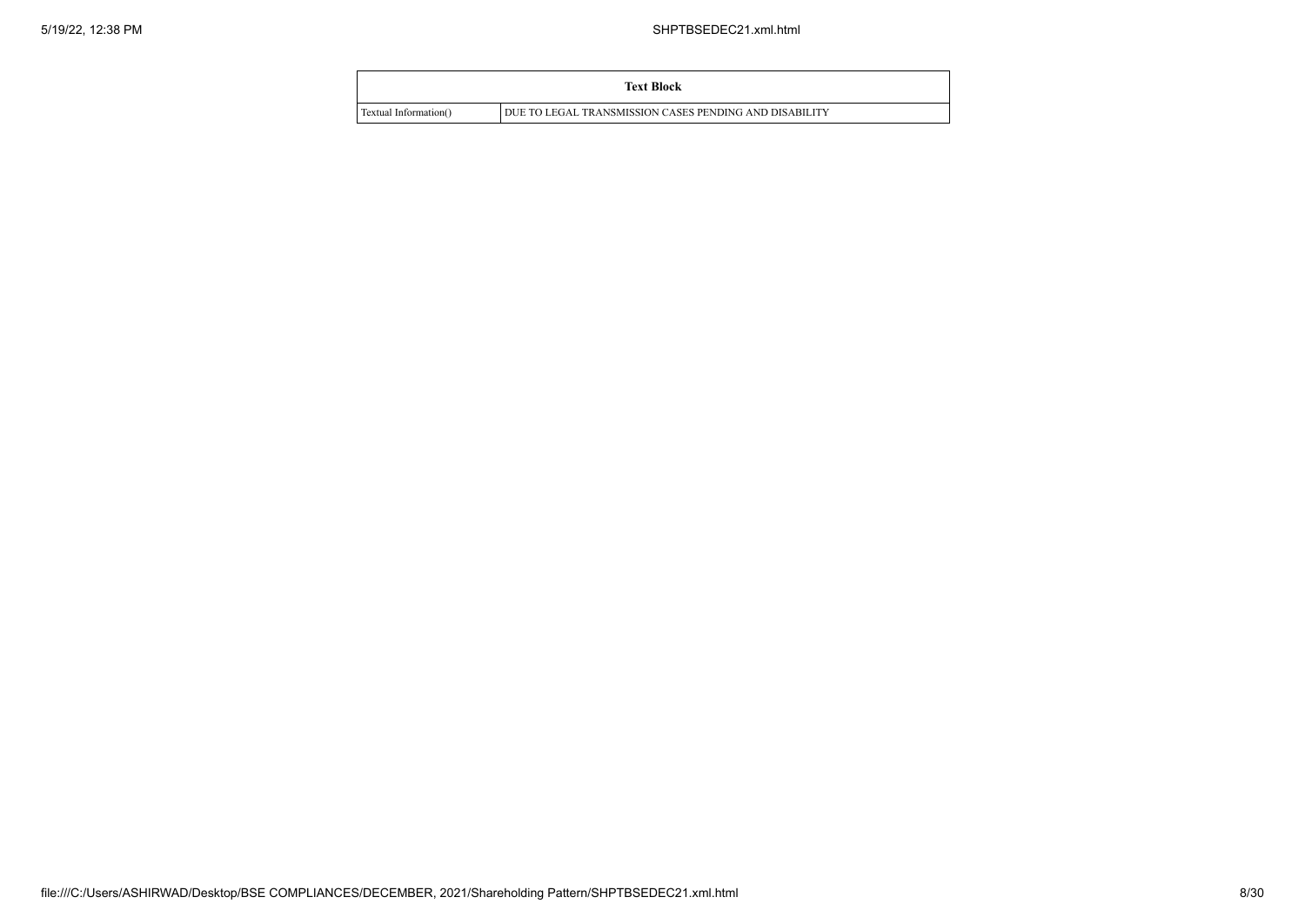| Text Block | |
|---|---|
| Textual Information() | DUE TO LEGAL TRANSMISSION CASES PENDING AND DISABILITY |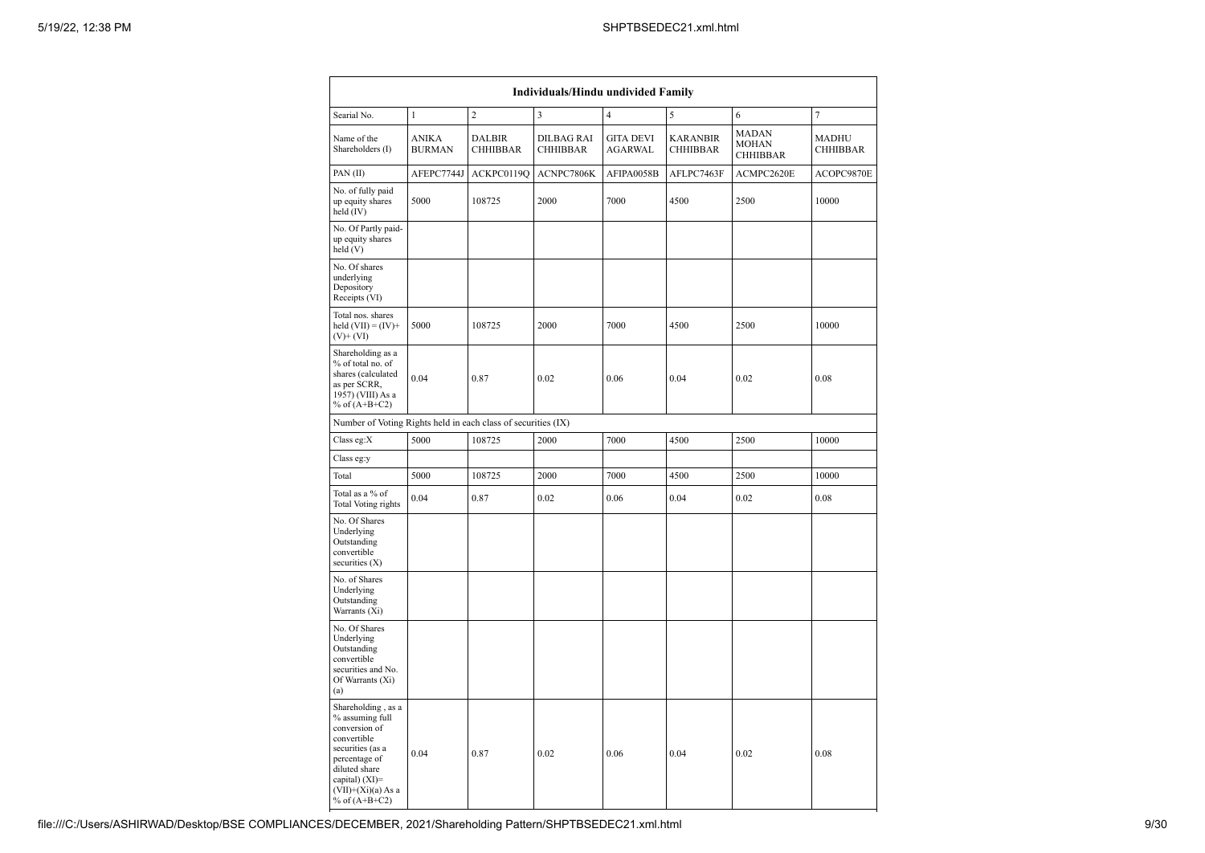| Individuals/Hindu undivided Family | | | | | | | |
|---|---|---|---|---|---|---|---|
| Searial No. | 1 | 2 | 3 | 4 | 5 | 6 | 7 |
| Name of the Shareholders (I) | ANIKA BURMAN | DALBIR CHHIBBAR | DILBAG RAI CHHIBBAR | GITA DEVI AGARWAL | KARANBIR CHHIBBAR | MADAN MOHAN CHHIBBAR | MADHU CHHIBBAR |
| PAN (II) | AFEPC7744J | ACKPC0119Q | ACNPC7806K | AFIPA0058B | AFLPC7463F | ACMPC2620E | ACOPC9870E |
| No. of fully paid up equity shares held (IV) | 5000 | 108725 | 2000 | 7000 | 4500 | 2500 | 10000 |
| No. Of Partly paid-up equity shares held (V) | | | | | | | |
| No. Of shares underlying Depository Receipts (VI) | | | | | | | |
| Total nos. shares held (VII) = (IV)+ (V)+ (VI) | 5000 | 108725 | 2000 | 7000 | 4500 | 2500 | 10000 |
| Shareholding as a % of total no. of shares (calculated as per SCRR, 1957) (VIII) As a % of (A+B+C2) | 0.04 | 0.87 | 0.02 | 0.06 | 0.04 | 0.02 | 0.08 |
| Number of Voting Rights held in each class of securities (IX) | | | | | | | |
| Class eg:X | 5000 | 108725 | 2000 | 7000 | 4500 | 2500 | 10000 |
| Class eg:y | | | | | | | |
| Total | 5000 | 108725 | 2000 | 7000 | 4500 | 2500 | 10000 |
| Total as a % of Total Voting rights | 0.04 | 0.87 | 0.02 | 0.06 | 0.04 | 0.02 | 0.08 |
| No. Of Shares Underlying Outstanding convertible securities (X) | | | | | | | |
| No. of Shares Underlying Outstanding Warrants (Xi) | | | | | | | |
| No. Of Shares Underlying Outstanding convertible securities and No. Of Warrants (Xi) (a) | | | | | | | |
| Shareholding , as a % assuming full conversion of convertible securities (as a percentage of diluted share capital) (XI)= (VII)+(Xi)(a) As a % of (A+B+C2) | 0.04 | 0.87 | 0.02 | 0.06 | 0.04 | 0.02 | 0.08 |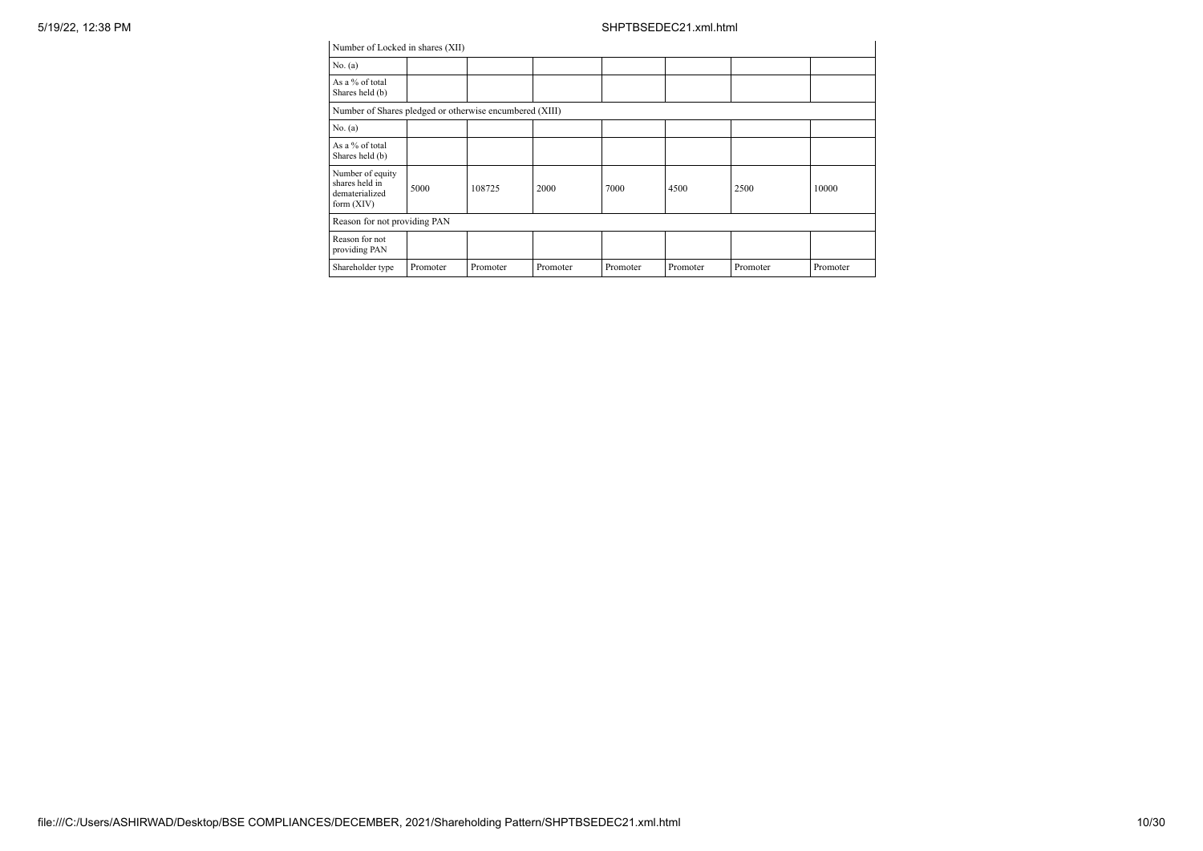| Number of Locked in shares (XII) | | | | | | | |
|---|---|---|---|---|---|---|---|
| No. (a) | | | | | | | |
| As a % of total Shares held (b) | | | | | | | |
| Number of Shares pledged or otherwise encumbered (XIII) | | | | | | | |
| No. (a) | | | | | | | |
| As a % of total Shares held (b) | | | | | | | |
| Number of equity shares held in dematerialized form (XIV) | 5000 | 108725 | 2000 | 7000 | 4500 | 2500 | 10000 |
| Reason for not providing PAN | | | | | | | |
| Reason for not providing PAN | | | | | | | |
| Shareholder type | Promoter | Promoter | Promoter | Promoter | Promoter | Promoter | Promoter |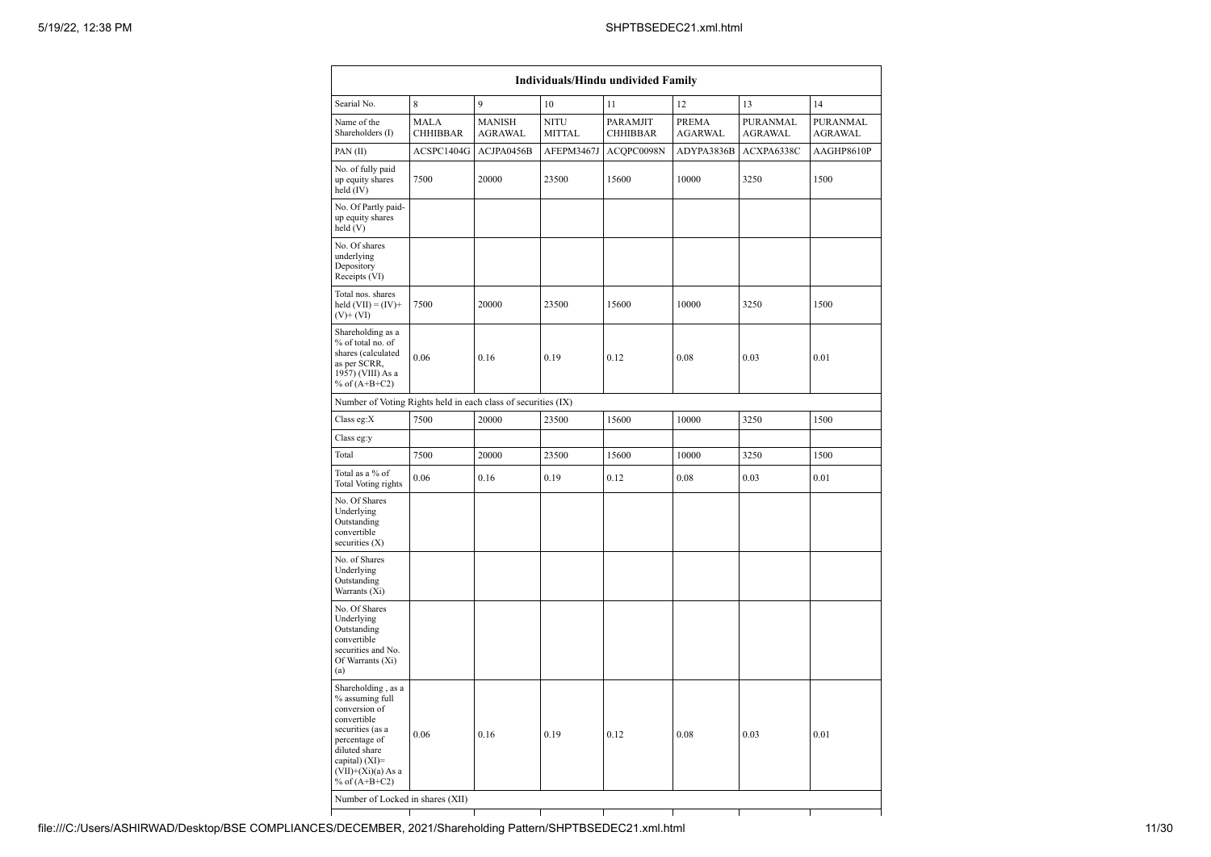| Individuals/Hindu undivided Family | | | | | | | |
|---|---|---|---|---|---|---|---|
| Searial No. | 8 | 9 | 10 | 11 | 12 | 13 | 14 |
| Name of the Shareholders (I) | MALA CHHIBBAR | MANISH AGRAWAL | NITU MITTAL | PARAMJIT CHHIBBAR | PREMA AGARWAL | PURANMAL AGRAWAL | PURANMAL AGRAWAL |
| PAN (II) | ACSPC1404G | ACJPA0456B | AFEPM3467J | ACQPC0098N | ADYPA3836B | ACXPA6338C | AAGHP8610P |
| No. of fully paid up equity shares held (IV) | 7500 | 20000 | 23500 | 15600 | 10000 | 3250 | 1500 |
| No. Of Partly paid-up equity shares held (V) | | | | | | | |
| No. Of shares underlying Depository Receipts (VI) | | | | | | | |
| Total nos. shares held (VII) = (IV)+(V)+ (VI) | 7500 | 20000 | 23500 | 15600 | 10000 | 3250 | 1500 |
| Shareholding as a % of total no. of shares (calculated as per SCRR, 1957) (VIII) As a % of (A+B+C2) | 0.06 | 0.16 | 0.19 | 0.12 | 0.08 | 0.03 | 0.01 |
| Number of Voting Rights held in each class of securities (IX) | | | | | | | |
| Class eg:X | 7500 | 20000 | 23500 | 15600 | 10000 | 3250 | 1500 |
| Class eg:y | | | | | | | |
| Total | 7500 | 20000 | 23500 | 15600 | 10000 | 3250 | 1500 |
| Total as a % of Total Voting rights | 0.06 | 0.16 | 0.19 | 0.12 | 0.08 | 0.03 | 0.01 |
| No. Of Shares Underlying Outstanding convertible securities (X) | | | | | | | |
| No. of Shares Underlying Outstanding Warrants (Xi) | | | | | | | |
| No. Of Shares Underlying Outstanding convertible securities and No. Of Warrants (Xi) (a) | | | | | | | |
| Shareholding , as a % assuming full conversion of convertible securities (as a percentage of diluted share capital) (XI)= (VII)+(Xi)(a) As a % of (A+B+C2) | 0.06 | 0.16 | 0.19 | 0.12 | 0.08 | 0.03 | 0.01 |
| Number of Locked in shares (XII) | | | | | | | |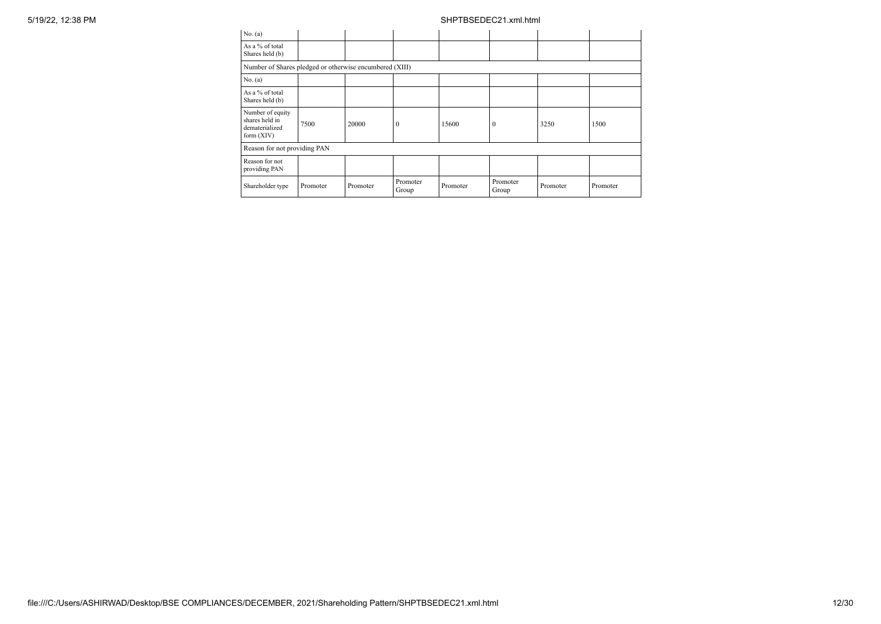| No. (a) | | | | | | | |
|---|---|---|---|---|---|---|---|
| As a % of total Shares held (b) | | | | | | | |
| Number of Shares pledged or otherwise encumbered (XIII) | | | | | | | |
| No. (a) | | | | | | | |
| As a % of total Shares held (b) | | | | | | | |
| Number of equity shares held in dematerialized form (XIV) | 7500 | 20000 | 0 | 15600 | 0 | 3250 | 1500 |
| Reason for not providing PAN | | | | | | | |
| Reason for not providing PAN | | | | | | | |
| Shareholder type | Promoter | Promoter | Promoter Group | Promoter | Promoter Group | Promoter | Promoter |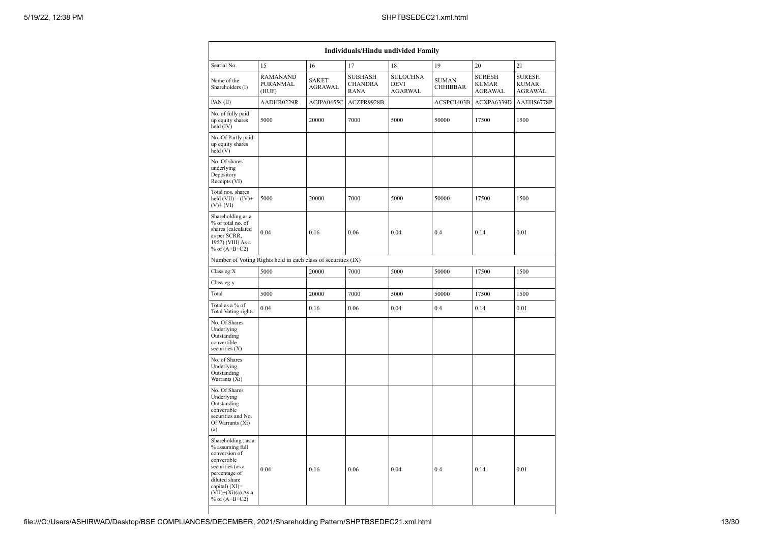| Individuals/Hindu undivided Family | | | | | | | |
|---|---|---|---|---|---|---|---|
| Searial No. | 15 | 16 | 17 | 18 | 19 | 20 | 21 |
| Name of the Shareholders (I) | RAMANAND PURANMAL (HUF) | SAKET AGRAWAL | SUBHASH CHANDRA RANA | SULOCHNA DEVI AGARWAL | SUMAN CHHIBBAR | SURESH KUMAR AGRAWAL | SURESH KUMAR AGRAWAL |
| PAN (II) | AADHR0229R | ACJPA0455C | ACZPR9928B | | ACSPC1403B | ACXPA6339D | AAEHS6778P |
| No. of fully paid up equity shares held (IV) | 5000 | 20000 | 7000 | 5000 | 50000 | 17500 | 1500 |
| No. Of Partly paid-up equity shares held (V) | | | | | | | |
| No. Of shares underlying Depository Receipts (VI) | | | | | | | |
| Total nos. shares held (VII) = (IV)+ (V)+ (VI) | 5000 | 20000 | 7000 | 5000 | 50000 | 17500 | 1500 |
| Shareholding as a % of total no. of shares (calculated as per SCRR, 1957) (VIII) As a % of (A+B+C2) | 0.04 | 0.16 | 0.06 | 0.04 | 0.4 | 0.14 | 0.01 |
| Number of Voting Rights held in each class of securities (IX) | | | | | | | |
| Class eg:X | 5000 | 20000 | 7000 | 5000 | 50000 | 17500 | 1500 |
| Class eg:y | | | | | | | |
| Total | 5000 | 20000 | 7000 | 5000 | 50000 | 17500 | 1500 |
| Total as a % of Total Voting rights | 0.04 | 0.16 | 0.06 | 0.04 | 0.4 | 0.14 | 0.01 |
| No. Of Shares Underlying Outstanding convertible securities (X) | | | | | | | |
| No. of Shares Underlying Outstanding Warrants (Xi) | | | | | | | |
| No. Of Shares Underlying Outstanding convertible securities and No. Of Warrants (Xi) (a) | | | | | | | |
| Shareholding , as a % assuming full conversion of convertible securities (as a percentage of diluted share capital) (XI)= (VII)+(Xi)(a) As a % of (A+B+C2) | 0.04 | 0.16 | 0.06 | 0.04 | 0.4 | 0.14 | 0.01 |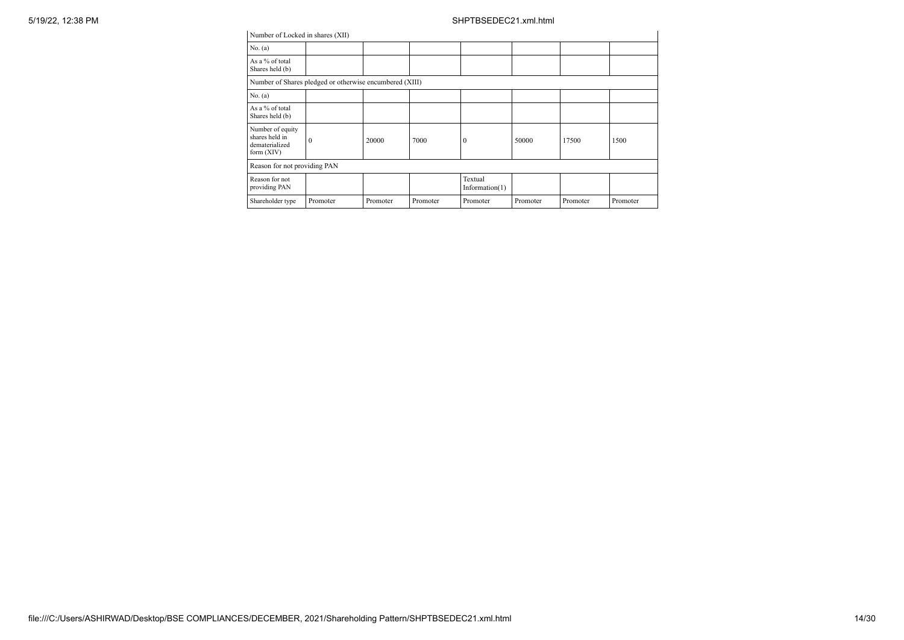| Number of Locked in shares (XII) | | | | | | | |
|---|---|---|---|---|---|---|---|
| No. (a) | | | | | | | |
| As a % of total Shares held (b) | | | | | | | |
| Number of Shares pledged or otherwise encumbered (XIII) | | | | | | | |
| No. (a) | | | | | | | |
| As a % of total Shares held (b) | | | | | | | |
| Number of equity shares held in dematerialized form (XIV) | 0 | 20000 | 7000 | 0 | 50000 | 17500 | 1500 |
| Reason for not providing PAN | | | | | | | |
| Reason for not providing PAN | | | | Textual Information(1) | | | |
| Shareholder type | Promoter | Promoter | Promoter | Promoter | Promoter | Promoter | Promoter |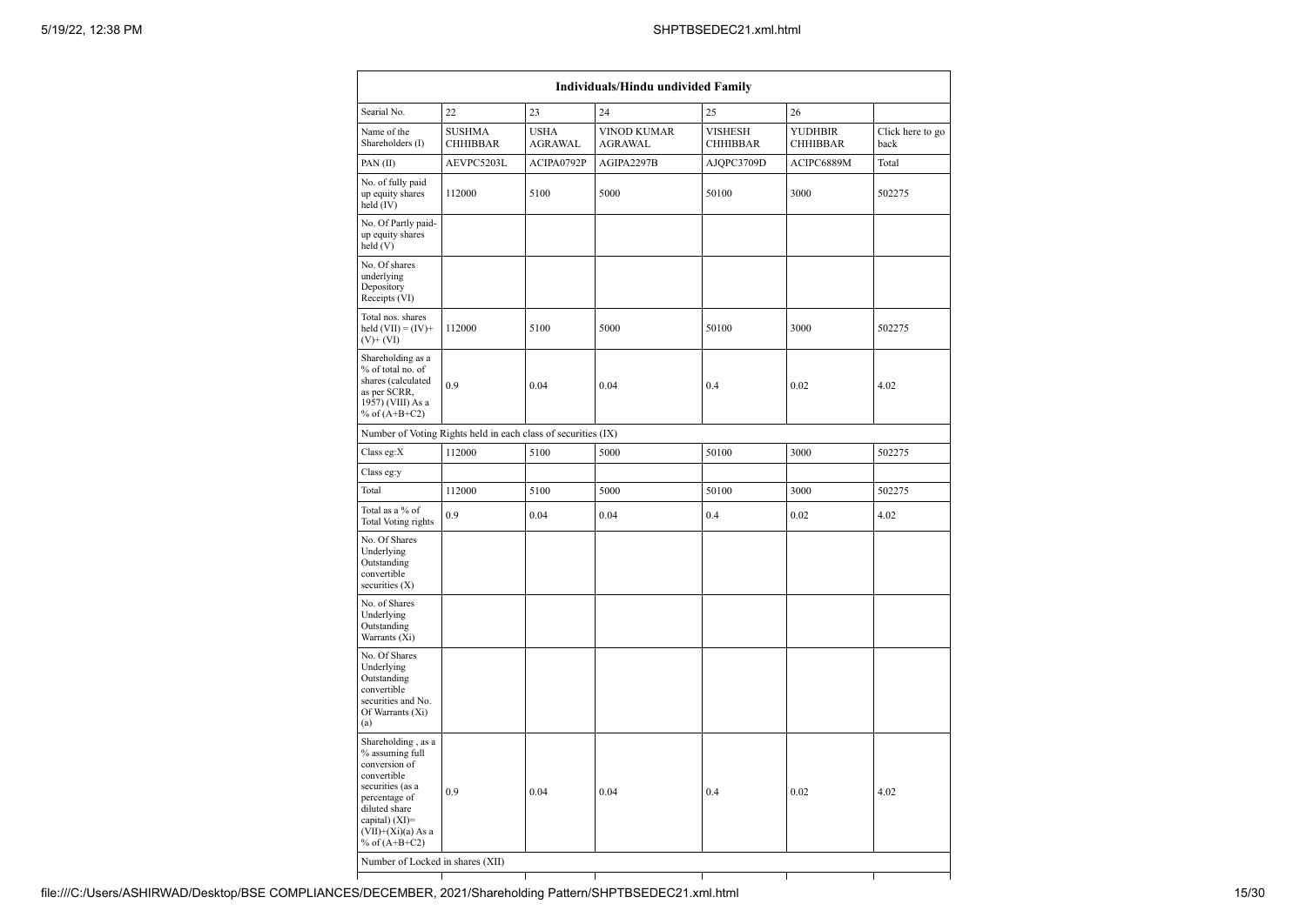| Individuals/Hindu undivided Family | | | | | | |
|---|---|---|---|---|---|---|
| Searial No. | 22 | 23 | 24 | 25 | 26 | |
| Name of the Shareholders (I) | SUSHMA CHHIBBAR | USHA AGRAWAL | VINOD KUMAR AGRAWAL | VISHESH CHHIBBAR | YUDHBIR CHHIBBAR | Click here to go back |
| PAN (II) | AEVPC5203L | ACIPA0792P | AGIPA2297B | AJQPC3709D | ACIPC6889M | Total |
| No. of fully paid up equity shares held (IV) | 112000 | 5100 | 5000 | 50100 | 3000 | 502275 |
| No. Of Partly paid-up equity shares held (V) | | | | | | |
| No. Of shares underlying Depository Receipts (VI) | | | | | | |
| Total nos. shares held (VII) = (IV)+(V)+ (VI) | 112000 | 5100 | 5000 | 50100 | 3000 | 502275 |
| Shareholding as a % of total no. of shares (calculated as per SCRR, 1957) (VIII) As a % of (A+B+C2) | 0.9 | 0.04 | 0.04 | 0.4 | 0.02 | 4.02 |
| Number of Voting Rights held in each class of securities (IX) | | | | | | |
| Class eg:X | 112000 | 5100 | 5000 | 50100 | 3000 | 502275 |
| Class eg:y | | | | | | |
| Total | 112000 | 5100 | 5000 | 50100 | 3000 | 502275 |
| Total as a % of Total Voting rights | 0.9 | 0.04 | 0.04 | 0.4 | 0.02 | 4.02 |
| No. Of Shares Underlying Outstanding convertible securities (X) | | | | | | |
| No. of Shares Underlying Outstanding Warrants (Xi) | | | | | | |
| No. Of Shares Underlying Outstanding convertible securities and No. Of Warrants (Xi) (a) | | | | | | |
| Shareholding , as a % assuming full conversion of convertible securities (as a percentage of diluted share capital) (XI)= (VII)+(Xi)(a) As a % of (A+B+C2) | 0.9 | 0.04 | 0.04 | 0.4 | 0.02 | 4.02 |
| Number of Locked in shares (XII) | | | | | | |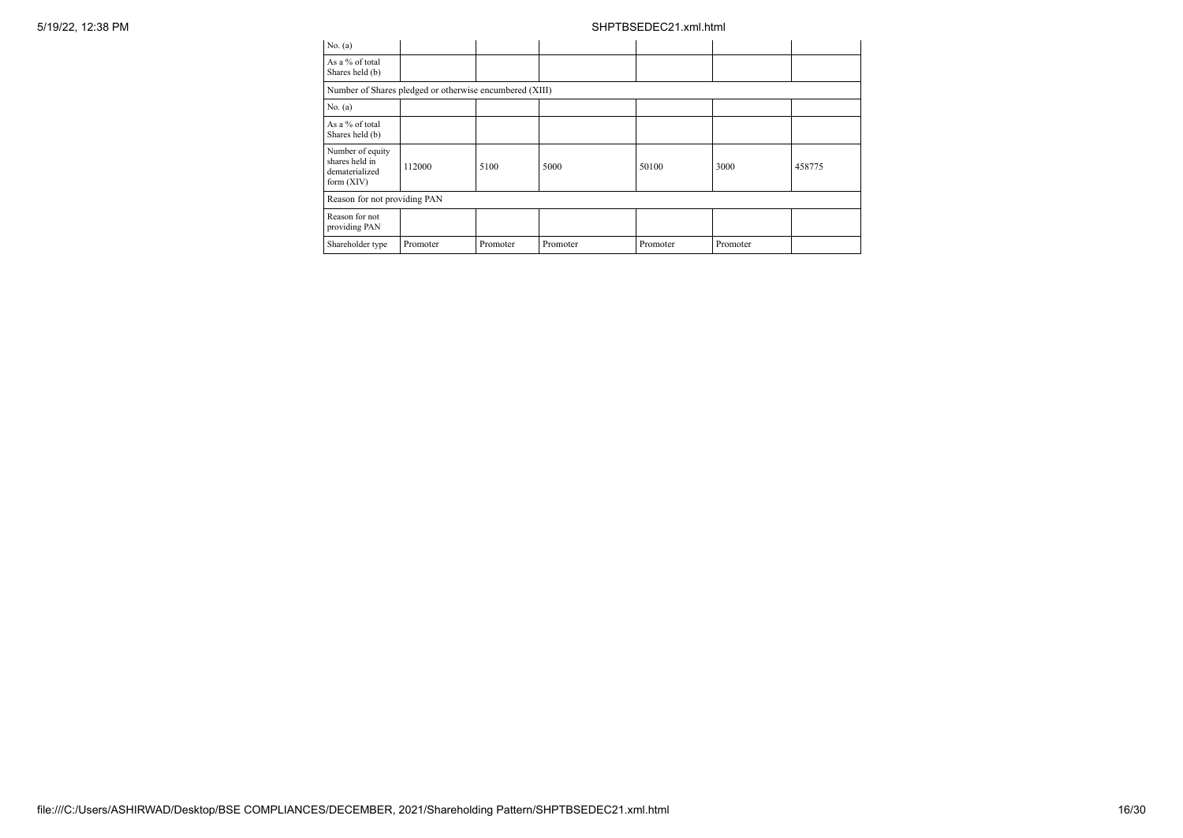| | | | | | | |
|---|---|---|---|---|---|---|
| No. (a) | | | | | | |
| As a % of total Shares held (b) | | | | | | |
| Number of Shares pledged or otherwise encumbered (XIII) | | | | | | |
| No. (a) | | | | | | |
| As a % of total Shares held (b) | | | | | | |
| Number of equity shares held in dematerialized form (XIV) | 112000 | 5100 | 5000 | 50100 | 3000 | 458775 |
| Reason for not providing PAN | | | | | | |
| Reason for not providing PAN | | | | | | |
| Shareholder type | Promoter | Promoter | Promoter | Promoter | Promoter | |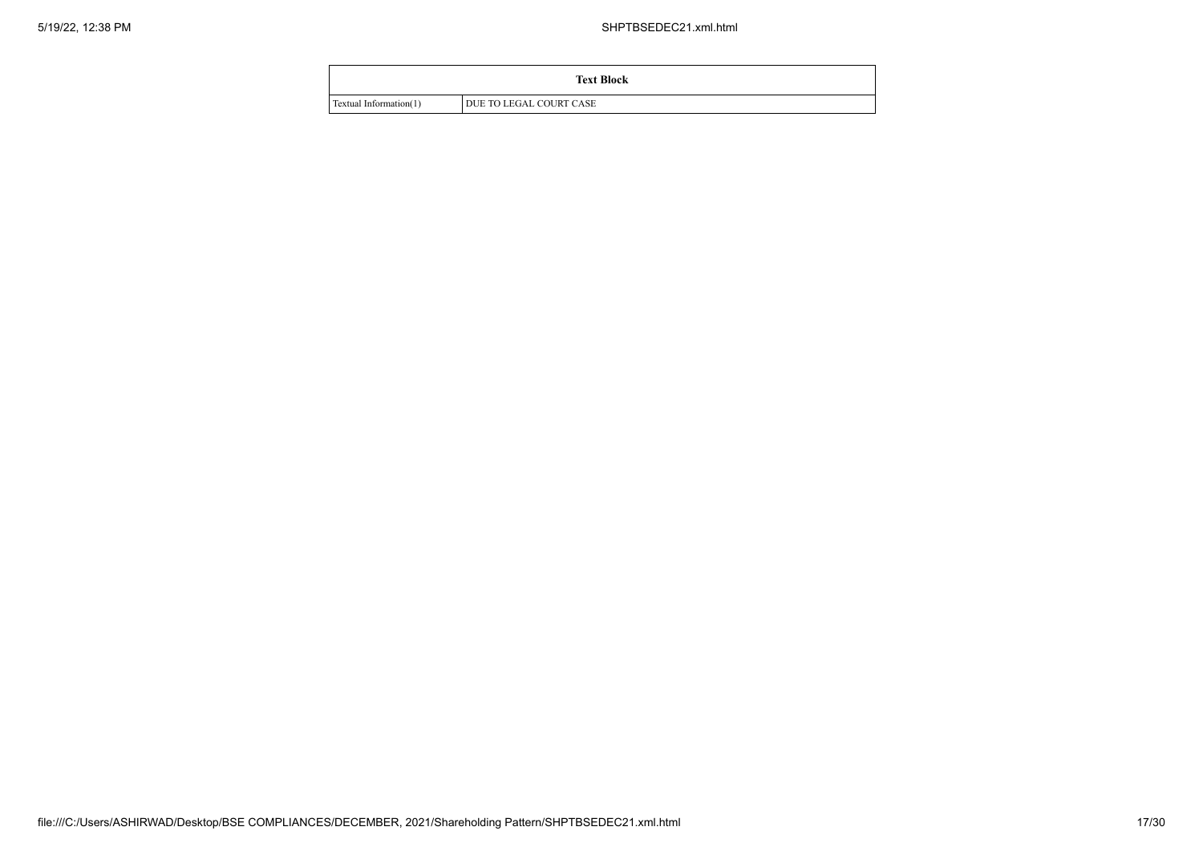| Text Block | |
|---|---|
| Textual Information(1) | DUE TO LEGAL COURT CASE |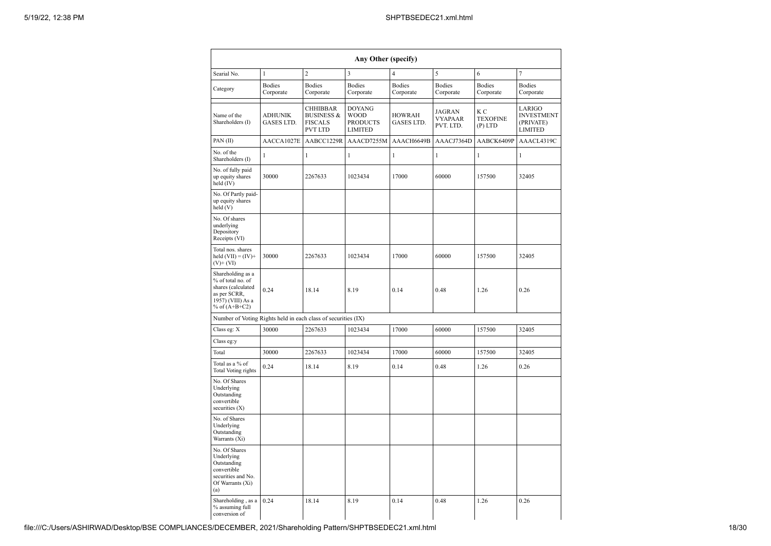| Any Other (specify) | | | | | | | |
|---|---|---|---|---|---|---|---|
| Searial No. | 1 | 2 | 3 | 4 | 5 | 6 | 7 |
| Category | Bodies Corporate | Bodies Corporate | Bodies Corporate | Bodies Corporate | Bodies Corporate | Bodies Corporate | Bodies Corporate |
| Name of the Shareholders (I) | ADHUNIK GASES LTD. | CHHIBBAR BUSINESS & FISCALS PVT LTD | DOYANG WOOD PRODUCTS LIMITED | HOWRAH GASES LTD. | JAGRAN VYAPAAR PVT. LTD. | K C TEXOFINE (P) LTD | LARIGO INVESTMENT (PRIVATE) LIMITED |
| PAN (II) | AACCA1027E | AABCC1229R | AAACD7255M | AAACH6649B | AAACJ7364D | AABCK6409P | AAACL4319C |
| No. of the Shareholders (I) | 1 | 1 | 1 | 1 | 1 | 1 | 1 |
| No. of fully paid up equity shares held (IV) | 30000 | 2267633 | 1023434 | 17000 | 60000 | 157500 | 32405 |
| No. Of Partly paid-up equity shares held (V) | | | | | | | |
| No. Of shares underlying Depository Receipts (VI) | | | | | | | |
| Total nos. shares held (VII) = (IV)+ (V)+ (VI) | 30000 | 2267633 | 1023434 | 17000 | 60000 | 157500 | 32405 |
| Shareholding as a % of total no. of shares (calculated as per SCRR, 1957) (VIII) As a % of (A+B+C2) | 0.24 | 18.14 | 8.19 | 0.14 | 0.48 | 1.26 | 0.26 |
| Number of Voting Rights held in each class of securities (IX) | | | | | | | |
| Class eg: X | 30000 | 2267633 | 1023434 | 17000 | 60000 | 157500 | 32405 |
| Class eg:y | | | | | | | |
| Total | 30000 | 2267633 | 1023434 | 17000 | 60000 | 157500 | 32405 |
| Total as a % of Total Voting rights | 0.24 | 18.14 | 8.19 | 0.14 | 0.48 | 1.26 | 0.26 |
| No. Of Shares Underlying Outstanding convertible securities (X) | | | | | | | |
| No. of Shares Underlying Outstanding Warrants (Xi) | | | | | | | |
| No. Of Shares Underlying Outstanding convertible securities and No. Of Warrants (Xi) (a) | | | | | | | |
| Shareholding , as a % assuming full conversion of | 0.24 | 18.14 | 8.19 | 0.14 | 0.48 | 1.26 | 0.26 |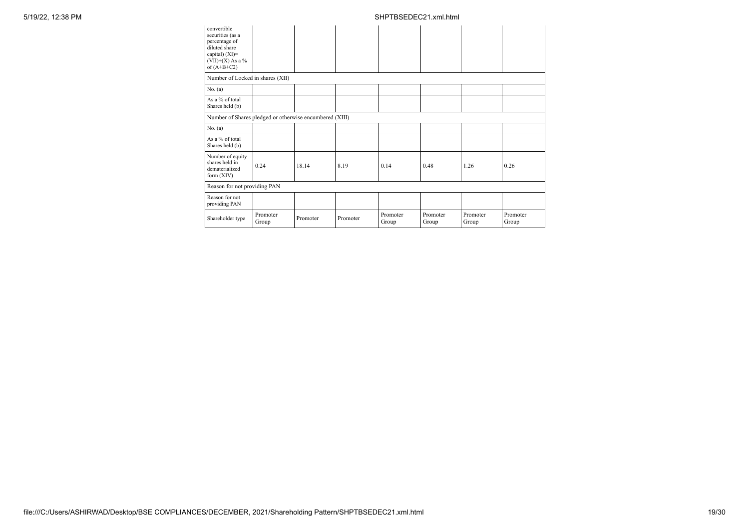| convertible securities (as a percentage of diluted share capital) (XI)= (VII)+(X) As a % of (A+B+C2) | | | | | | | |
|---|---|---|---|---|---|---|---|
| Number of Locked in shares (XII) | | | | | | | |
| No. (a) | | | | | | | |
| As a % of total Shares held (b) | | | | | | | |
| Number of Shares pledged or otherwise encumbered (XIII) | | | | | | | |
| No. (a) | | | | | | | |
| As a % of total Shares held (b) | | | | | | | |
| Number of equity shares held in dematerialized form (XIV) | 0.24 | 18.14 | 8.19 | 0.14 | 0.48 | 1.26 | 0.26 |
| Reason for not providing PAN | | | | | | | |
| Reason for not providing PAN | | | | | | | |
| Shareholder type | Promoter Group | Promoter | Promoter | Promoter Group | Promoter Group | Promoter Group | Promoter Group |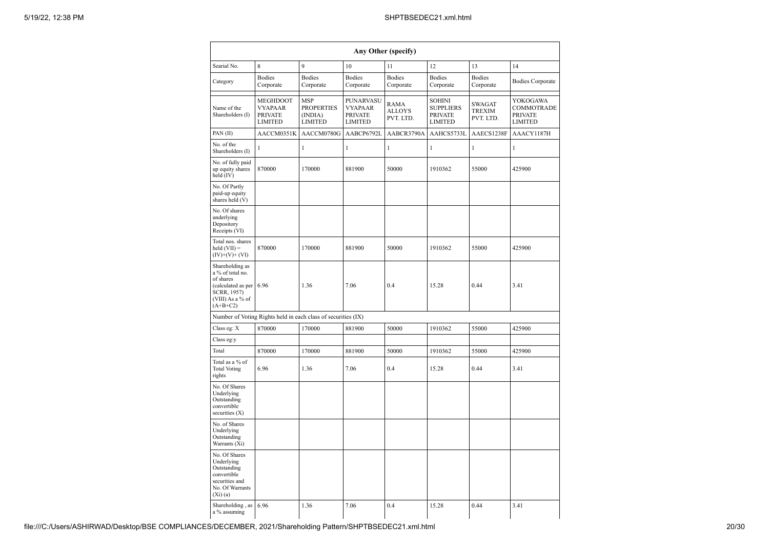| Any Other (specify) | | | | | | | |
|---|---|---|---|---|---|---|---|
| Searial No. | 8 | 9 | 10 | 11 | 12 | 13 | 14 |
| Category | Bodies Corporate | Bodies Corporate | Bodies Corporate | Bodies Corporate | Bodies Corporate | Bodies Corporate | Bodies Corporate |
| Name of the Shareholders (I) | MEGHDOOT VYAPAAR PRIVATE LIMITED | MSP PROPERTIES (INDIA) LIMITED | PUNARVASU VYAPAAR PRIVATE LIMITED | RAMA ALLOYS PVT. LTD. | SOHINI SUPPLIERS PRIVATE LIMITED | SWAGAT TREXIM PVT. LTD. | YOKOGAWA COMMOTRADE PRIVATE LIMITED |
| PAN (II) | AACCM0351K | AACCM0780G | AABCP6792L | AABCR3790A | AAHCS5733L | AAECS1238F | AAACY1187H |
| No. of the Shareholders (I) | 1 | 1 | 1 | 1 | 1 | 1 | 1 |
| No. of fully paid up equity shares held (IV) | 870000 | 170000 | 881900 | 50000 | 1910362 | 55000 | 425900 |
| No. Of Partly paid-up equity shares held (V) | | | | | | | |
| No. Of shares underlying Depository Receipts (VI) | | | | | | | |
| Total nos. shares held (VII) = (IV)+(V)+ (VI) | 870000 | 170000 | 881900 | 50000 | 1910362 | 55000 | 425900 |
| Shareholding as a % of total no. of shares (calculated as per SCRR, 1957) (VIII) As a % of (A+B+C2) | 6.96 | 1.36 | 7.06 | 0.4 | 15.28 | 0.44 | 3.41 |
| Number of Voting Rights held in each class of securities (IX) | | | | | | | |
| Class eg: X | 870000 | 170000 | 881900 | 50000 | 1910362 | 55000 | 425900 |
| Class eg:y | | | | | | | |
| Total | 870000 | 170000 | 881900 | 50000 | 1910362 | 55000 | 425900 |
| Total as a % of Total Voting rights | 6.96 | 1.36 | 7.06 | 0.4 | 15.28 | 0.44 | 3.41 |
| No. Of Shares Underlying Outstanding convertible securities (X) | | | | | | | |
| No. of Shares Underlying Outstanding Warrants (Xi) | | | | | | | |
| No. Of Shares Underlying Outstanding convertible securities and No. Of Warrants (Xi) (a) | | | | | | | |
| Shareholding , as a % assuming | 6.96 | 1.36 | 7.06 | 0.4 | 15.28 | 0.44 | 3.41 |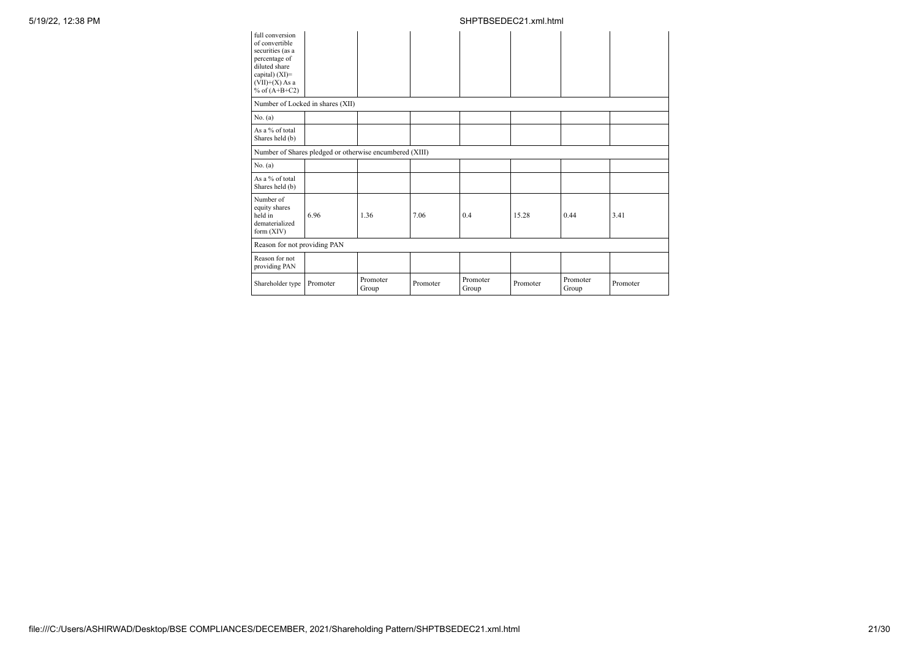| full conversion of convertible securities (as a percentage of diluted share capital) (XI)= (VII)+(X) As a % of (A+B+C2) | | | | | | | |
|---|---|---|---|---|---|---|---|
| Number of Locked in shares (XII) | | | | | | | |
| No. (a) | | | | | | | |
| As a % of total Shares held (b) | | | | | | | |
| Number of Shares pledged or otherwise encumbered (XIII) | | | | | | | |
| No. (a) | | | | | | | |
| As a % of total Shares held (b) | | | | | | | |
| Number of equity shares held in dematerialized form (XIV) | 6.96 | 1.36 | 7.06 | 0.4 | 15.28 | 0.44 | 3.41 |
| Reason for not providing PAN | | | | | | | |
| Reason for not providing PAN | | | | | | | |
| Shareholder type | Promoter | Promoter Group | Promoter | Promoter Group | Promoter | Promoter Group | Promoter |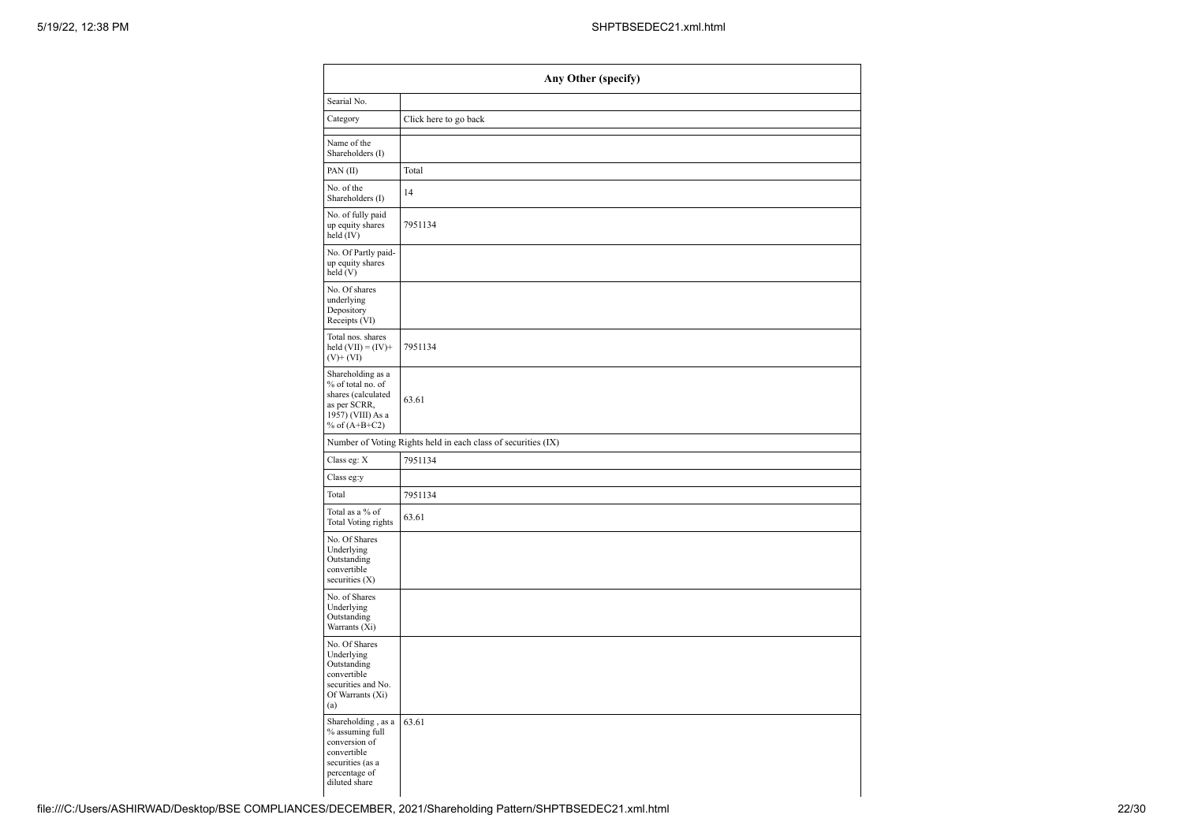| Any Other (specify) | |
|---|---|
| Searial No. | |
| Category | Click here to go back |
| Name of the Shareholders (I) | |
| PAN (II) | Total |
| No. of the Shareholders (I) | 14 |
| No. of fully paid up equity shares held (IV) | 7951134 |
| No. Of Partly paid-up equity shares held (V) | |
| No. Of shares underlying Depository Receipts (VI) | |
| Total nos. shares held (VII) = (IV)+ (V)+ (VI) | 7951134 |
| Shareholding as a % of total no. of shares (calculated as per SCRR, 1957) (VIII) As a % of (A+B+C2) | 63.61 |
| Number of Voting Rights held in each class of securities (IX) | |
| Class eg: X | 7951134 |
| Class eg:y | |
| Total | 7951134 |
| Total as a % of Total Voting rights | 63.61 |
| No. Of Shares Underlying Outstanding convertible securities (X) | |
| No. of Shares Underlying Outstanding Warrants (Xi) | |
| No. Of Shares Underlying Outstanding convertible securities and No. Of Warrants (Xi) (a) | |
| Shareholding , as a % assuming full conversion of convertible securities (as a percentage of diluted share | 63.61 |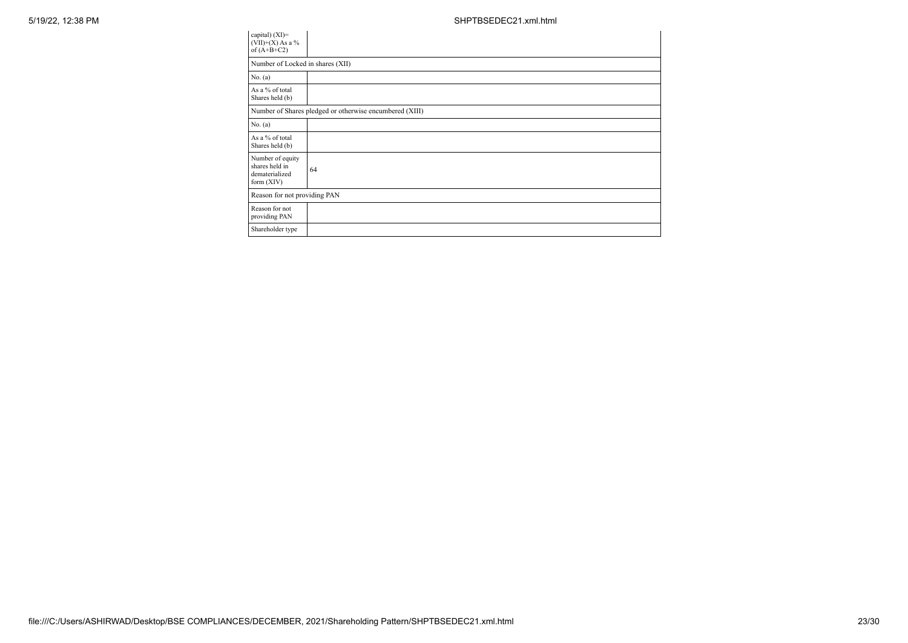| capital) (XI)= (VII)+(X) As a % of (A+B+C2) | |
|---|---|
| Number of Locked in shares (XII) | |
| No. (a) | |
| As a % of total Shares held (b) | |
| Number of Shares pledged or otherwise encumbered (XIII) | |
| No. (a) | |
| As a % of total Shares held (b) | |
| Number of equity shares held in dematerialized form (XIV) | 64 |
| Reason for not providing PAN | |
| Reason for not providing PAN | |
| Shareholder type | |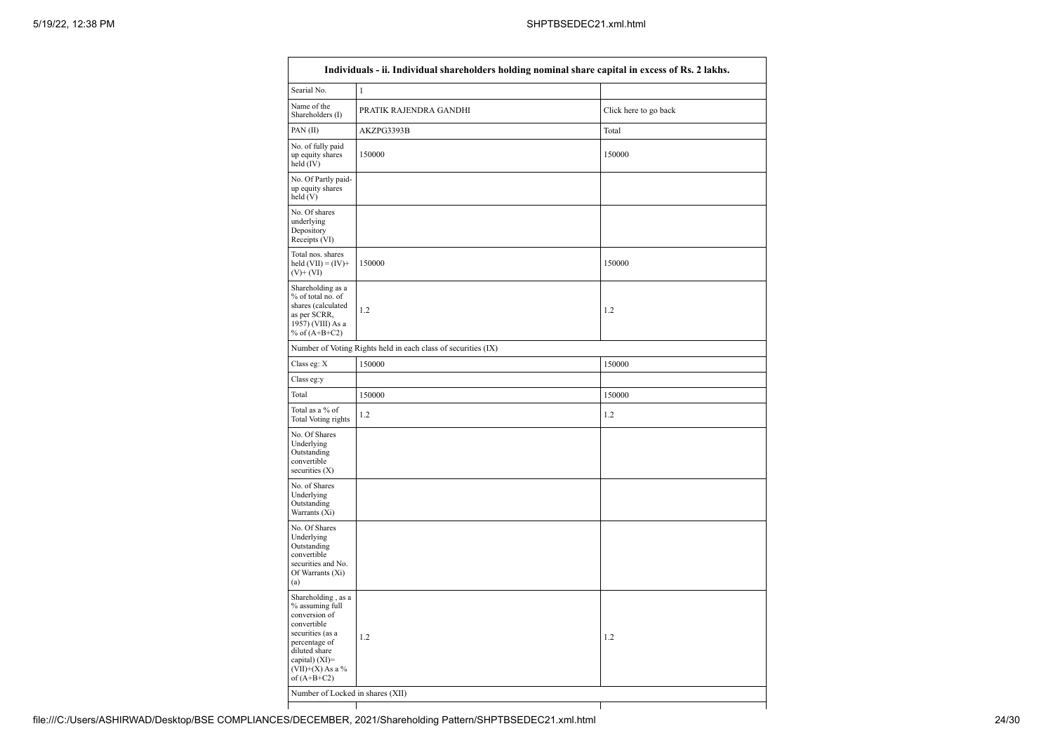| Individuals - ii. Individual shareholders holding nominal share capital in excess of Rs. 2 lakhs. | | |
|---|---|---|
| Searial No. | 1 | |
| Name of the Shareholders (I) | PRATIK RAJENDRA GANDHI | Click here to go back |
| PAN (II) | AKZPG3393B | Total |
| No. of fully paid up equity shares held (IV) | 150000 | 150000 |
| No. Of Partly paid-up equity shares held (V) | | |
| No. Of shares underlying Depository Receipts (VI) | | |
| Total nos. shares held (VII) = (IV)+ (V)+ (VI) | 150000 | 150000 |
| Shareholding as a % of total no. of shares (calculated as per SCRR, 1957) (VIII) As a % of (A+B+C2) | 1.2 | 1.2 |
| Number of Voting Rights held in each class of securities (IX) | | |
| Class eg: X | 150000 | 150000 |
| Class eg:y | | |
| Total | 150000 | 150000 |
| Total as a % of Total Voting rights | 1.2 | 1.2 |
| No. Of Shares Underlying Outstanding convertible securities (X) | | |
| No. of Shares Underlying Outstanding Warrants (Xi) | | |
| No. Of Shares Underlying Outstanding convertible securities and No. Of Warrants (Xi) (a) | | |
| Shareholding , as a % assuming full conversion of convertible securities (as a percentage of diluted share capital) (XI)= (VII)+(X) As a % of (A+B+C2) | 1.2 | 1.2 |
| Number of Locked in shares (XII) | | |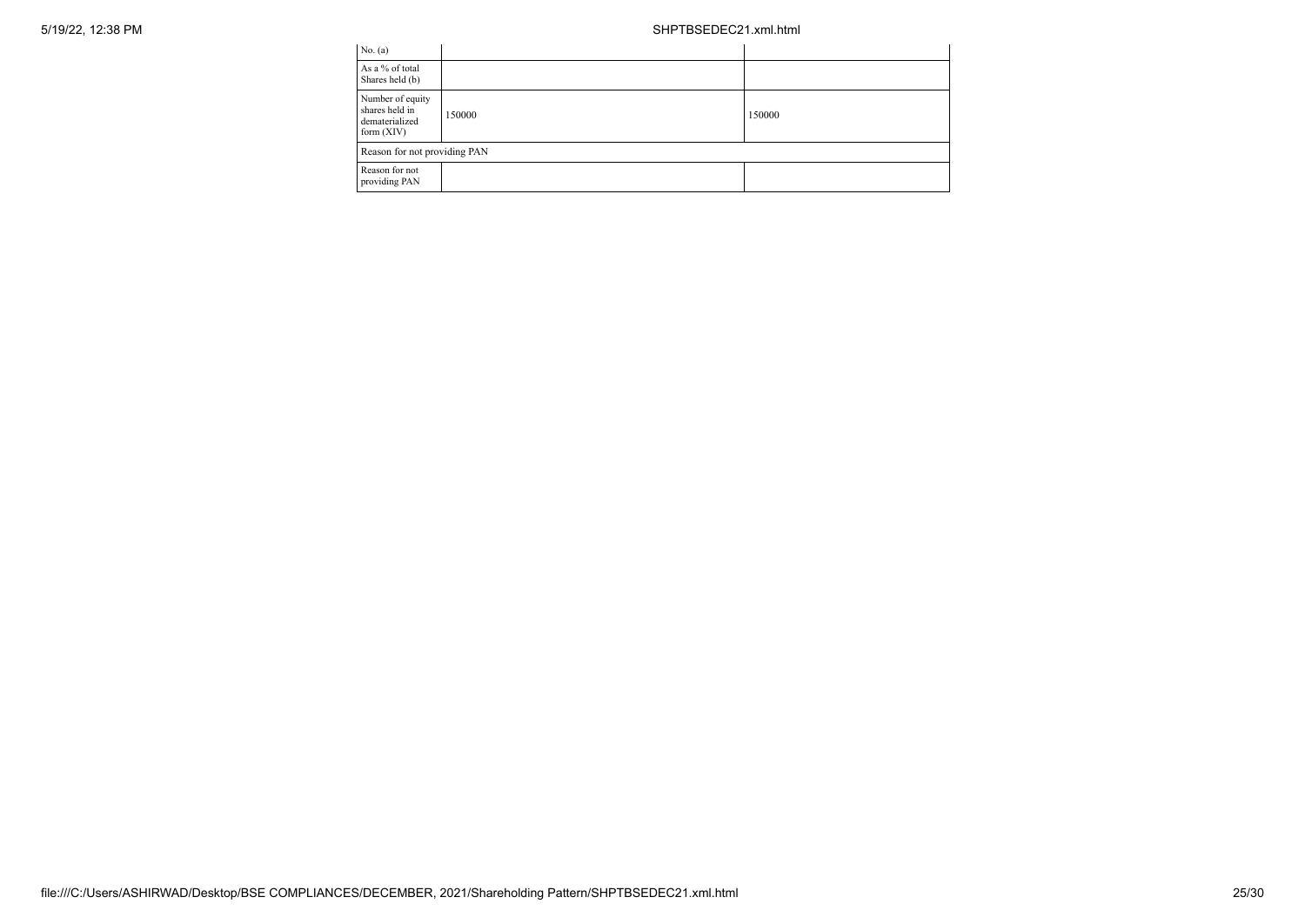| No. (a) | | |
| --- | --- | --- |
| As a % of total Shares held (b) | | |
| Number of equity shares held in dematerialized form (XIV) | 150000 | 150000 |
| Reason for not providing PAN | | |
| Reason for not providing PAN | | |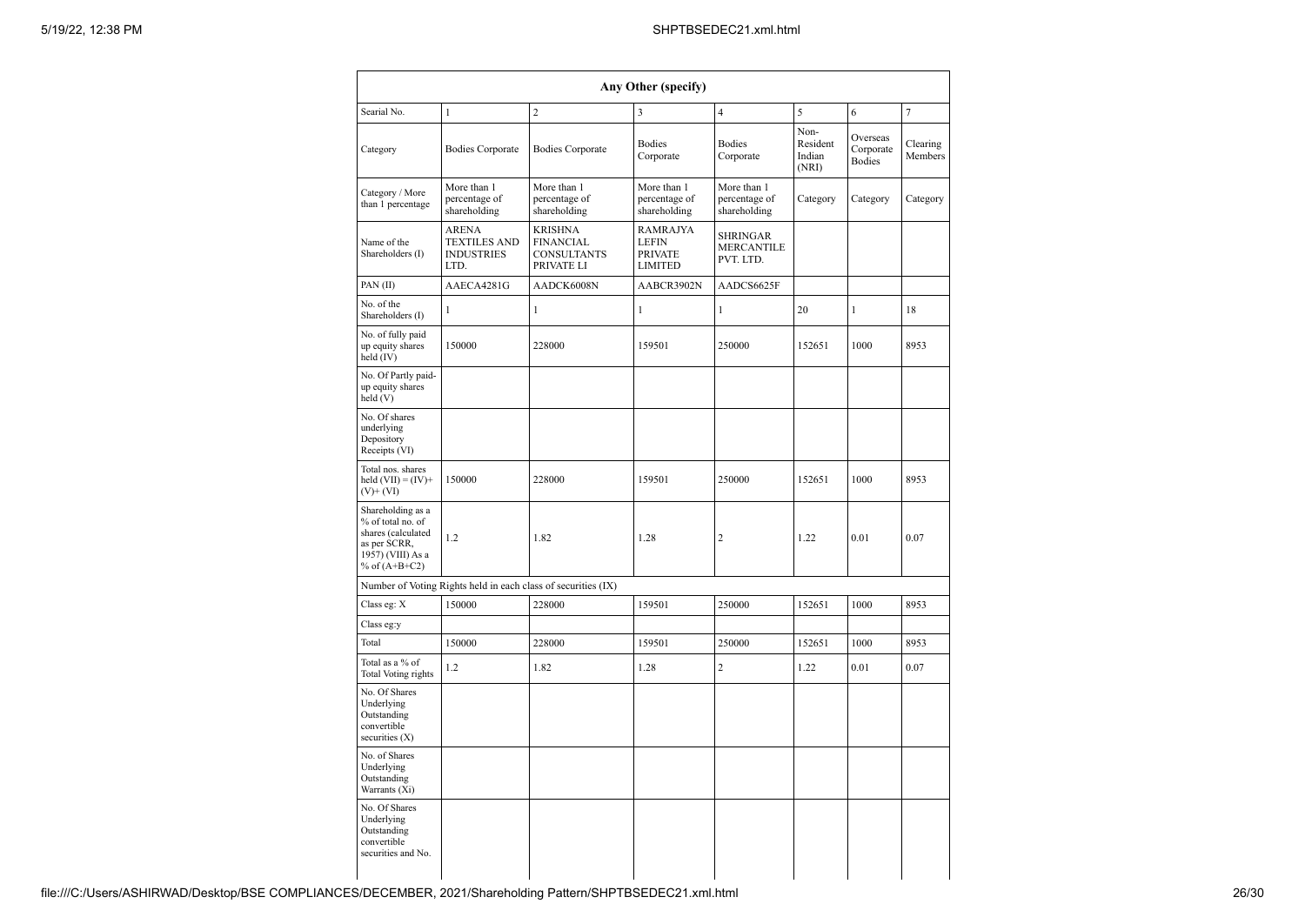| Any Other (specify) | | | | | | | |
|---|---|---|---|---|---|---|---|
| Searial No. | 1 | 2 | 3 | 4 | 5 | 6 | 7 |
| Category | Bodies Corporate | Bodies Corporate | Bodies Corporate | Bodies Corporate | Non-Resident Indian (NRI) | Overseas Corporate Bodies | Clearing Members |
| Category / More than 1 percentage | More than 1 percentage of shareholding | More than 1 percentage of shareholding | More than 1 percentage of shareholding | More than 1 percentage of shareholding | Category | Category | Category |
| Name of the Shareholders (I) | ARENA TEXTILES AND INDUSTRIES LTD. | KRISHNA FINANCIAL CONSULTANTS PRIVATE LI | RAMRAJYA LEFIN PRIVATE LIMITED | SHRINGAR MERCANTILE PVT. LTD. | | | |
| PAN (II) | AAECA4281G | AADCK6008N | AABCR3902N | AADCS6625F | | | |
| No. of the Shareholders (I) | 1 | 1 | 1 | 1 | 20 | 1 | 18 |
| No. of fully paid up equity shares held (IV) | 150000 | 228000 | 159501 | 250000 | 152651 | 1000 | 8953 |
| No. Of Partly paid-up equity shares held (V) | | | | | | | |
| No. Of shares underlying Depository Receipts (VI) | | | | | | | |
| Total nos. shares held (VII) = (IV)+ (V)+ (VI) | 150000 | 228000 | 159501 | 250000 | 152651 | 1000 | 8953 |
| Shareholding as a % of total no. of shares (calculated as per SCRR, 1957) (VIII) As a % of (A+B+C2) | 1.2 | 1.82 | 1.28 | 2 | 1.22 | 0.01 | 0.07 |
| Number of Voting Rights held in each class of securities (IX) | | | | | | | |
| Class eg: X | 150000 | 228000 | 159501 | 250000 | 152651 | 1000 | 8953 |
| Class eg:y | | | | | | | |
| Total | 150000 | 228000 | 159501 | 250000 | 152651 | 1000 | 8953 |
| Total as a % of Total Voting rights | 1.2 | 1.82 | 1.28 | 2 | 1.22 | 0.01 | 0.07 |
| No. Of Shares Underlying Outstanding convertible securities (X) | | | | | | | |
| No. of Shares Underlying Outstanding Warrants (Xi) | | | | | | | |
| No. Of Shares Underlying Outstanding convertible securities and No. | | | | | | | |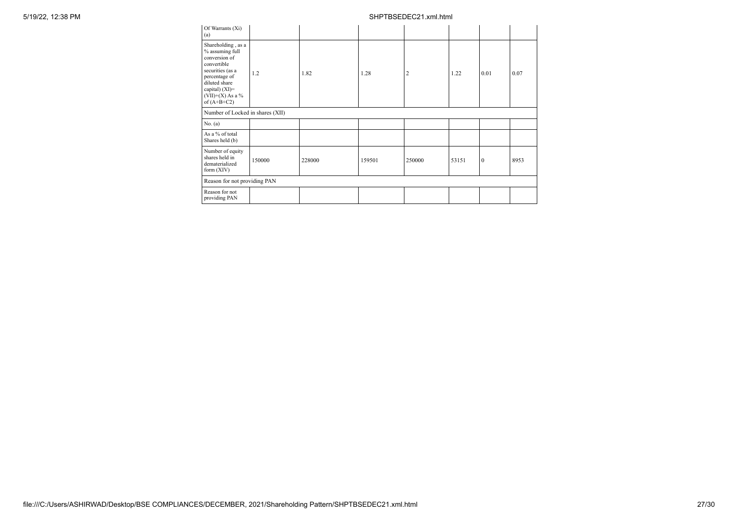| Of Warrants (Xi) (a) | | | | | | | |
|---|---|---|---|---|---|---|---|
| Shareholding , as a % assuming full conversion of convertible securities (as a percentage of diluted share capital) (XI)= (VII)+(X) As a % of (A+B+C2) | 1.2 | 1.82 | 1.28 | 2 | 1.22 | 0.01 | 0.07 |
| Number of Locked in shares (XII) | | | | | | | |
| No. (a) | | | | | | | |
| As a % of total Shares held (b) | | | | | | | |
| Number of equity shares held in dematerialized form (XIV) | 150000 | 228000 | 159501 | 250000 | 53151 | 0 | 8953 |
| Reason for not providing PAN | | | | | | | |
| Reason for not providing PAN | | | | | | | |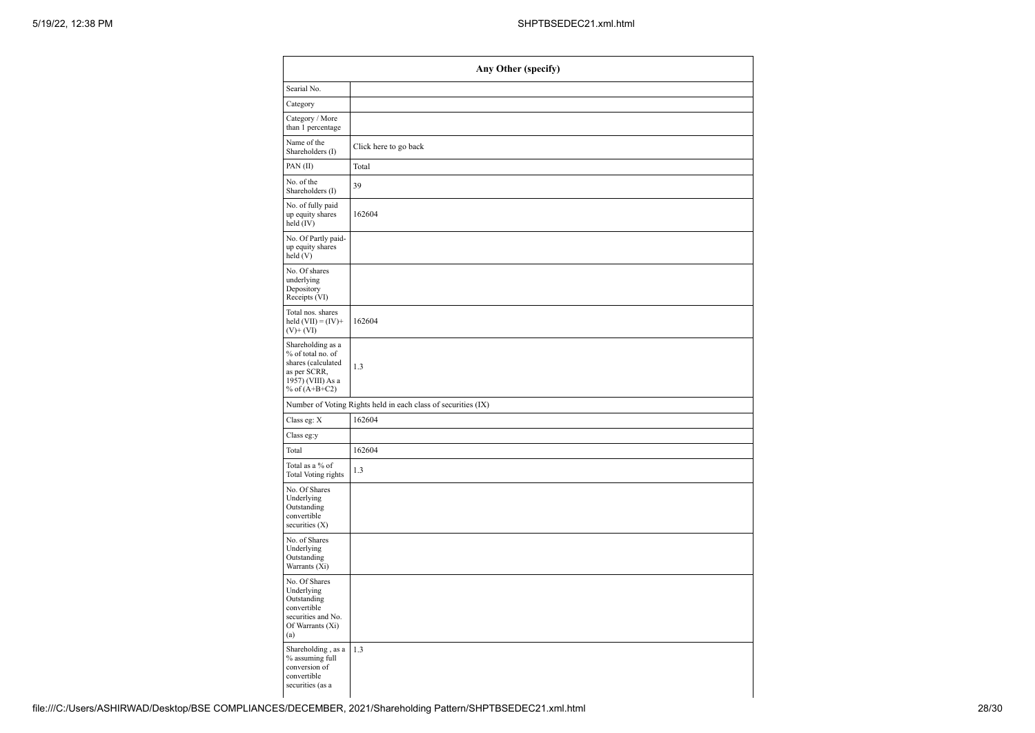| Any Other (specify) | |
|---|---|
| Searial No. | |
| Category | |
| Category / More than 1 percentage | |
| Name of the Shareholders (I) | Click here to go back |
| PAN (II) | Total |
| No. of the Shareholders (I) | 39 |
| No. of fully paid up equity shares held (IV) | 162604 |
| No. Of Partly paid-up equity shares held (V) | |
| No. Of shares underlying Depository Receipts (VI) | |
| Total nos. shares held (VII) = (IV)+ (V)+ (VI) | 162604 |
| Shareholding as a % of total no. of shares (calculated as per SCRR, 1957) (VIII) As a % of (A+B+C2) | 1.3 |
| Number of Voting Rights held in each class of securities (IX) | |
| Class eg: X | 162604 |
| Class eg:y | |
| Total | 162604 |
| Total as a % of Total Voting rights | 1.3 |
| No. Of Shares Underlying Outstanding convertible securities (X) | |
| No. of Shares Underlying Outstanding Warrants (Xi) | |
| No. Of Shares Underlying Outstanding convertible securities and No. Of Warrants (Xi) (a) | |
| Shareholding , as a % assuming full conversion of convertible securities (as a | 1.3 |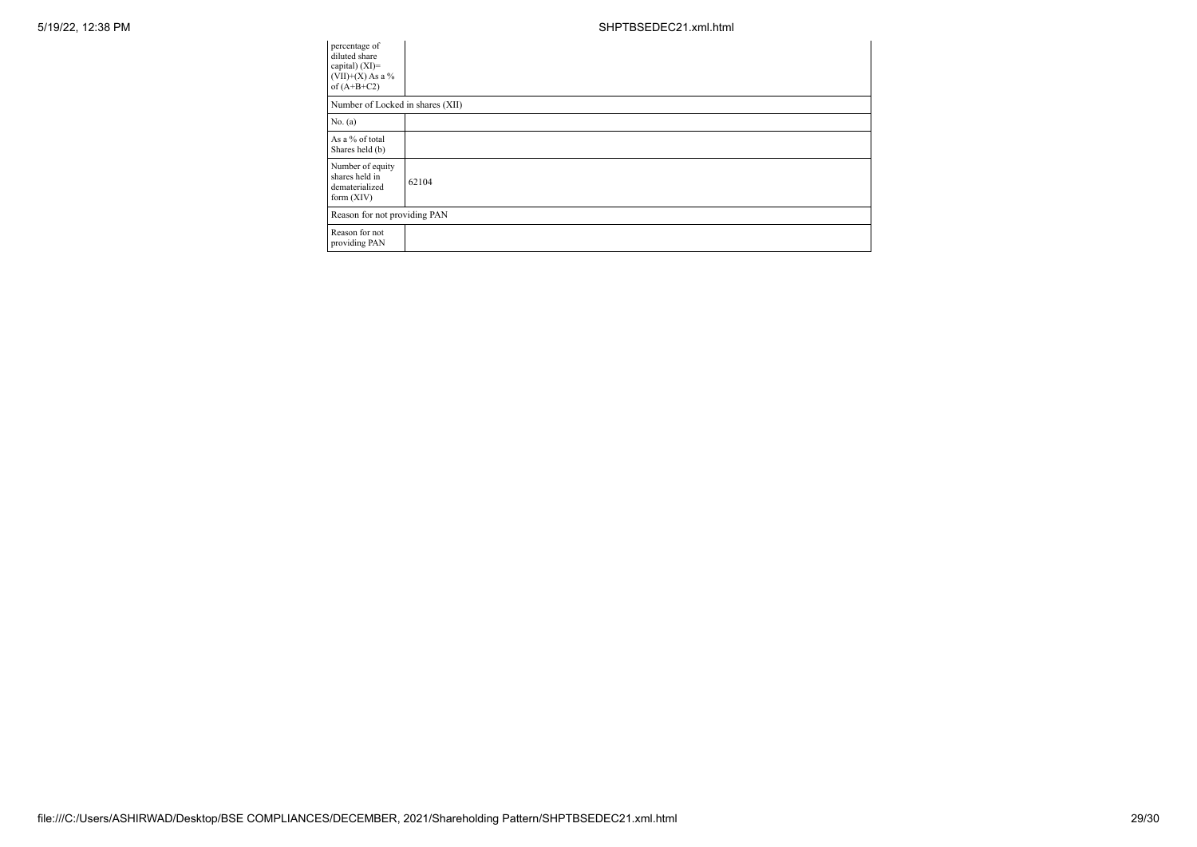| | |
|---|---|
| percentage of diluted share capital) (XI)= (VII)+(X) As a % of (A+B+C2) | |
| Number of Locked in shares (XII) | |
| No. (a) | |
| As a % of total Shares held (b) | |
| Number of equity shares held in dematerialized form (XIV) | 62104 |
| Reason for not providing PAN | |
| Reason for not providing PAN | |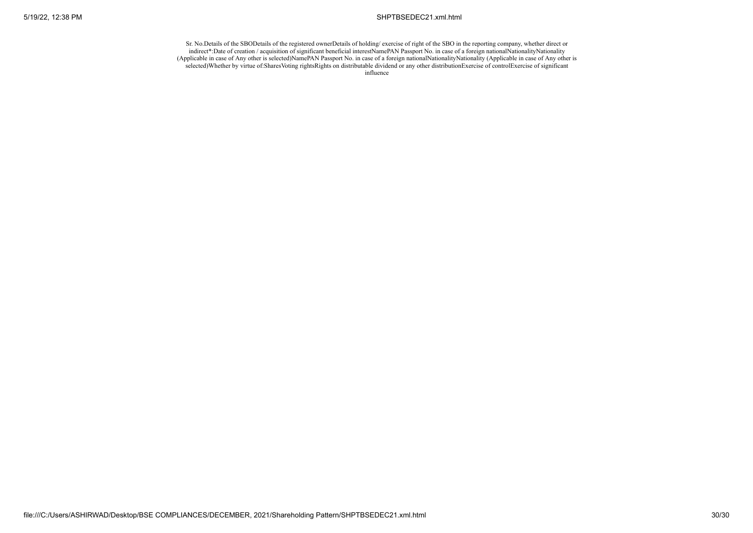Sr. No.Details of the SBODetails of the registered ownerDetails of holding/ exercise of right of the SBO in the reporting company, whether direct or indirect*:Date of creation / acquisition of significant beneficial interestNamePAN Passport No. in case of a foreign nationalNationalityNationality (Applicable in case of Any other is selected)NamePAN Passport No. in case of a foreign nationalNationalityNationality (Applicable in case of Any other is selected)Whether by virtue of:SharesVoting rightsRights on distributable dividend or any other distributionExercise of controlExercise of significant influence